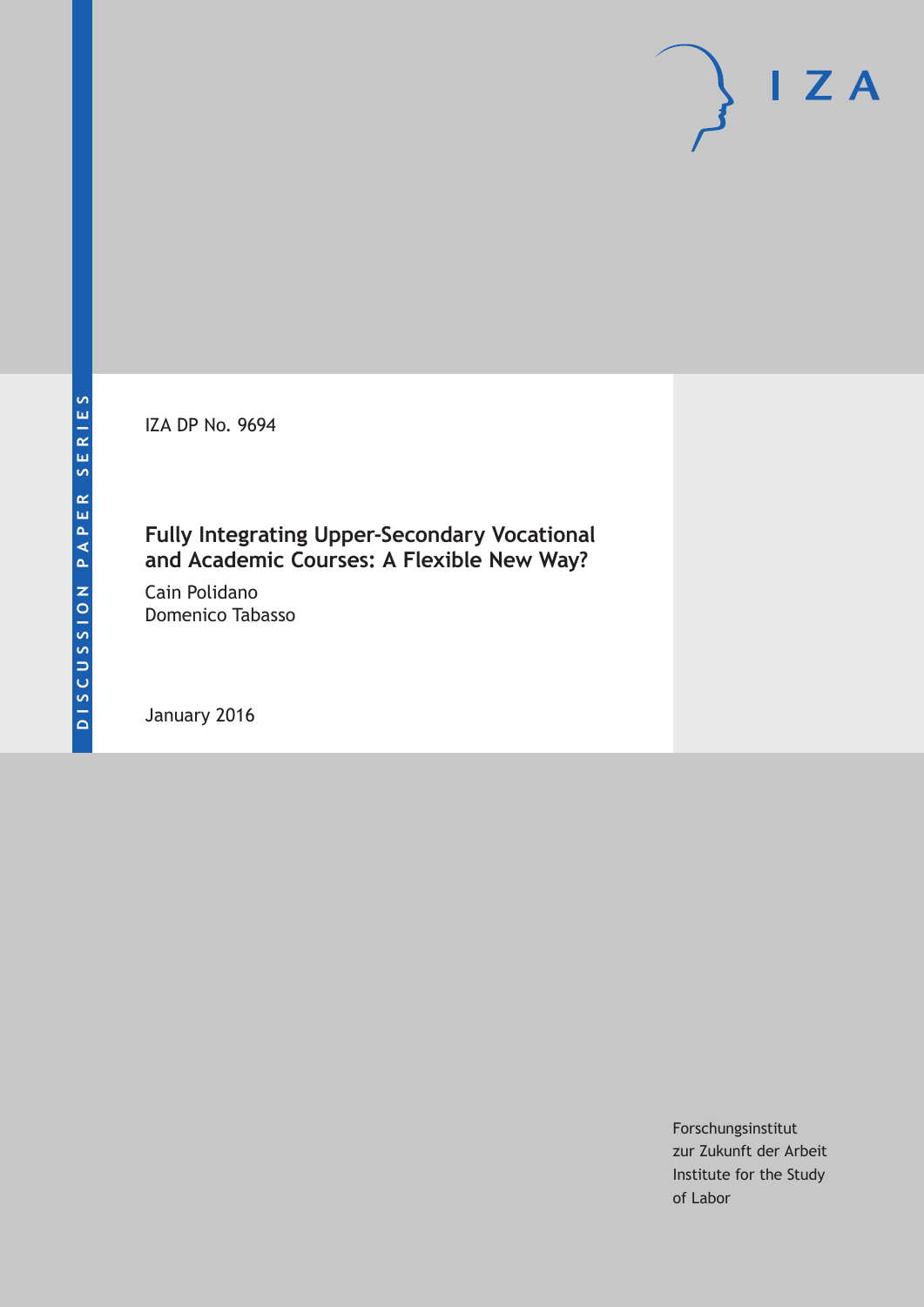DISCUSSION PAPER SERIES

IZA DP No. 9694

# Fully Integrating Upper-Secondary Vocational and Academic Courses: A Flexible New Way?

Cain Polidano
Domenico Tabasso

January 2016

Forschungsinstitut
zur Zukunft der Arbeit
Institute for the Study
of Labor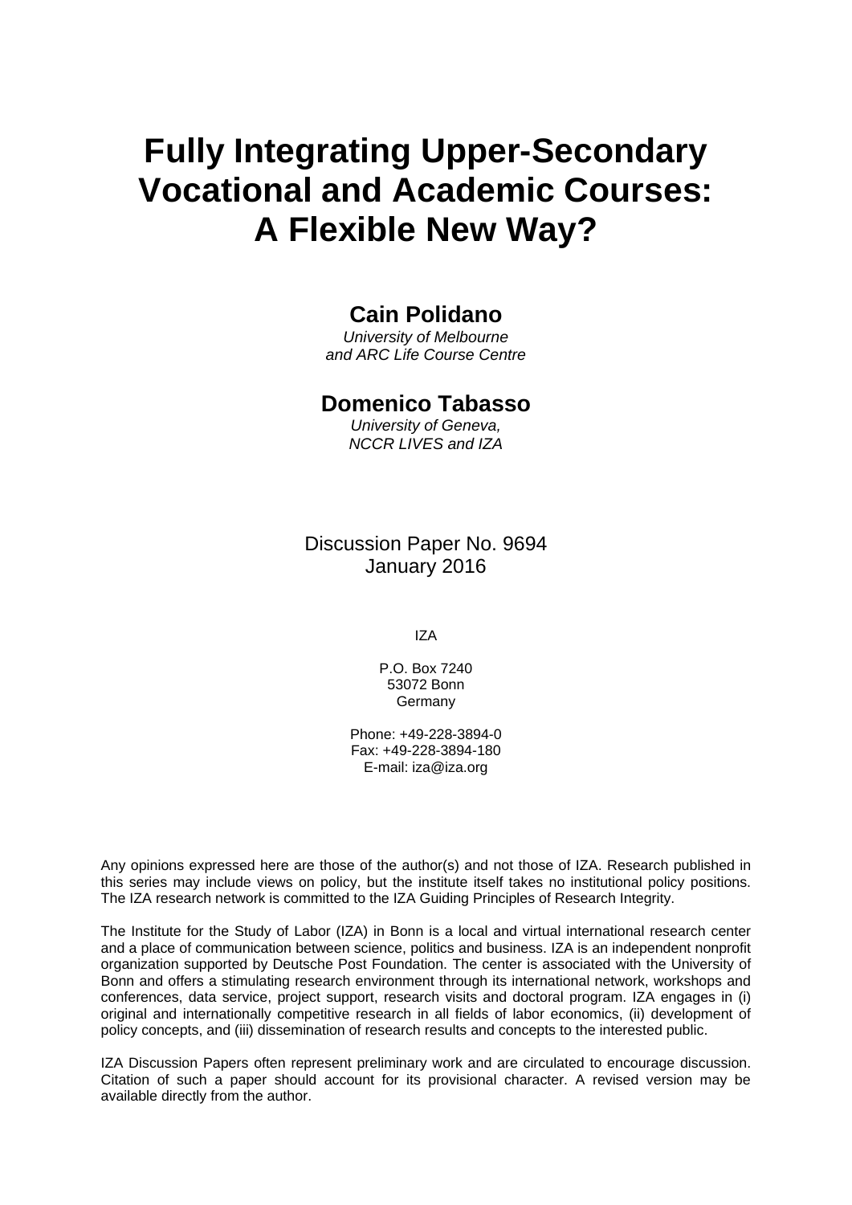# Fully Integrating Upper-Secondary Vocational and Academic Courses: A Flexible New Way?

**Cain Polidano**

*University of Melbourne and ARC Life Course Centre*

**Domenico Tabasso**

*University of Geneva, NCCR LIVES and IZA*

Discussion Paper No. 9694
January 2016

IZA

P.O. Box 7240
53072 Bonn
Germany

Phone: +49-228-3894-0
Fax: +49-228-3894-180
E-mail: iza@iza.org

Any opinions expressed here are those of the author(s) and not those of IZA. Research published in this series may include views on policy, but the institute itself takes no institutional policy positions. The IZA research network is committed to the IZA Guiding Principles of Research Integrity.

The Institute for the Study of Labor (IZA) in Bonn is a local and virtual international research center and a place of communication between science, politics and business. IZA is an independent nonprofit organization supported by Deutsche Post Foundation. The center is associated with the University of Bonn and offers a stimulating research environment through its international network, workshops and conferences, data service, project support, research visits and doctoral program. IZA engages in (i) original and internationally competitive research in all fields of labor economics, (ii) development of policy concepts, and (iii) dissemination of research results and concepts to the interested public.

IZA Discussion Papers often represent preliminary work and are circulated to encourage discussion. Citation of such a paper should account for its provisional character. A revised version may be available directly from the author.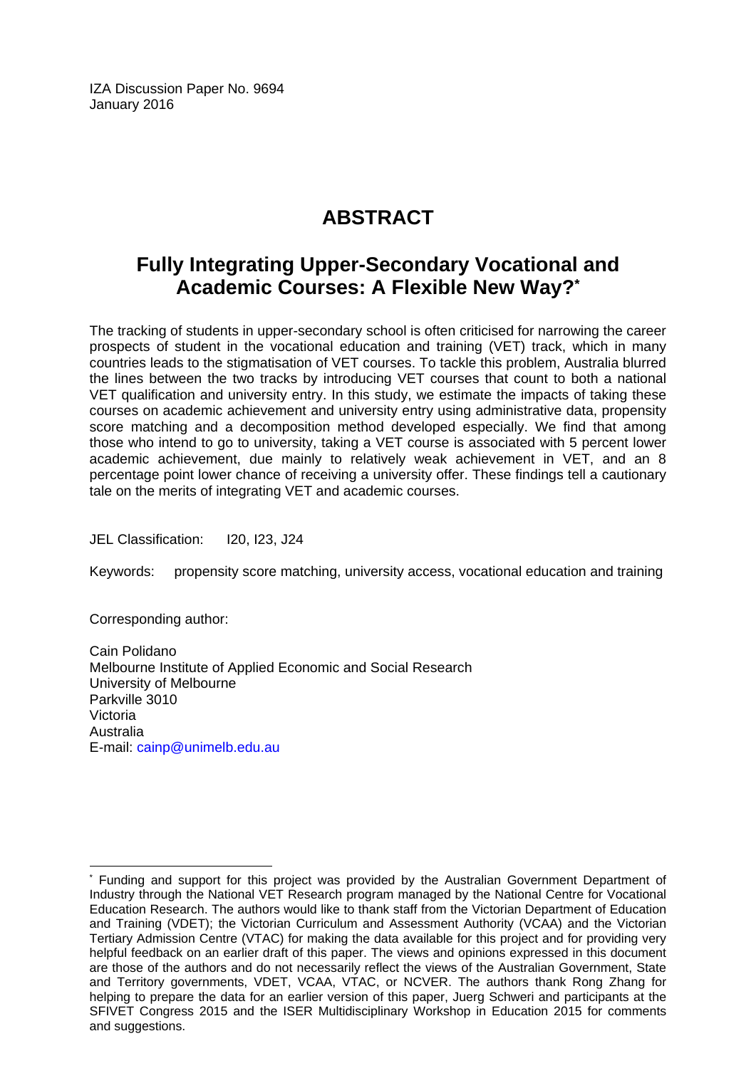IZA Discussion Paper No. 9694
January 2016

# ABSTRACT

## Fully Integrating Upper-Secondary Vocational and Academic Courses: A Flexible New Way?*

The tracking of students in upper-secondary school is often criticised for narrowing the career prospects of student in the vocational education and training (VET) track, which in many countries leads to the stigmatisation of VET courses. To tackle this problem, Australia blurred the lines between the two tracks by introducing VET courses that count to both a national VET qualification and university entry. In this study, we estimate the impacts of taking these courses on academic achievement and university entry using administrative data, propensity score matching and a decomposition method developed especially. We find that among those who intend to go to university, taking a VET course is associated with 5 percent lower academic achievement, due mainly to relatively weak achievement in VET, and an 8 percentage point lower chance of receiving a university offer. These findings tell a cautionary tale on the merits of integrating VET and academic courses.

JEL Classification: I20, I23, J24

Keywords: propensity score matching, university access, vocational education and training

Corresponding author:

Cain Polidano
Melbourne Institute of Applied Economic and Social Research
University of Melbourne
Parkville 3010
Victoria
Australia
E-mail: cainp@unimelb.edu.au

\* Funding and support for this project was provided by the Australian Government Department of Industry through the National VET Research program managed by the National Centre for Vocational Education Research. The authors would like to thank staff from the Victorian Department of Education and Training (VDET); the Victorian Curriculum and Assessment Authority (VCAA) and the Victorian Tertiary Admission Centre (VTAC) for making the data available for this project and for providing very helpful feedback on an earlier draft of this paper. The views and opinions expressed in this document are those of the authors and do not necessarily reflect the views of the Australian Government, State and Territory governments, VDET, VCAA, VTAC, or NCVER. The authors thank Rong Zhang for helping to prepare the data for an earlier version of this paper, Juerg Schweri and participants at the SFIVET Congress 2015 and the ISER Multidisciplinary Workshop in Education 2015 for comments and suggestions.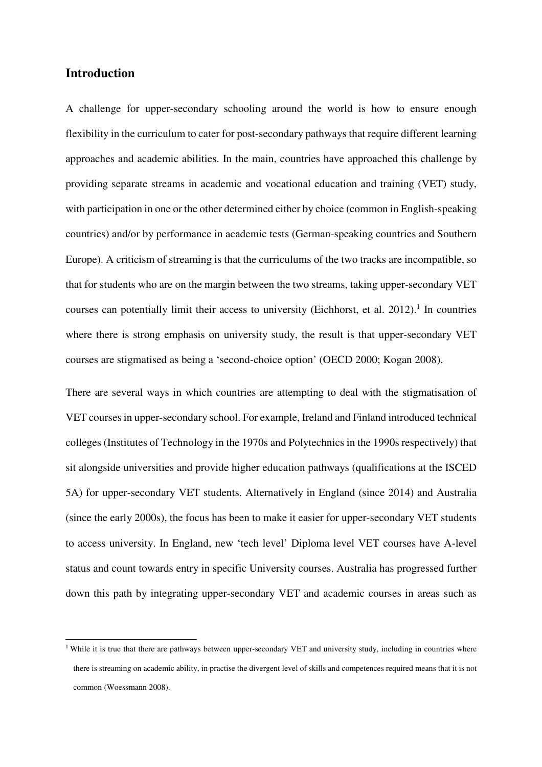## Introduction

A challenge for upper-secondary schooling around the world is how to ensure enough flexibility in the curriculum to cater for post-secondary pathways that require different learning approaches and academic abilities. In the main, countries have approached this challenge by providing separate streams in academic and vocational education and training (VET) study, with participation in one or the other determined either by choice (common in English-speaking countries) and/or by performance in academic tests (German-speaking countries and Southern Europe). A criticism of streaming is that the curriculums of the two tracks are incompatible, so that for students who are on the margin between the two streams, taking upper-secondary VET courses can potentially limit their access to university (Eichhorst, et al. 2012).[1] In countries where there is strong emphasis on university study, the result is that upper-secondary VET courses are stigmatised as being a 'second-choice option' (OECD 2000; Kogan 2008).

There are several ways in which countries are attempting to deal with the stigmatisation of VET courses in upper-secondary school. For example, Ireland and Finland introduced technical colleges (Institutes of Technology in the 1970s and Polytechnics in the 1990s respectively) that sit alongside universities and provide higher education pathways (qualifications at the ISCED 5A) for upper-secondary VET students. Alternatively in England (since 2014) and Australia (since the early 2000s), the focus has been to make it easier for upper-secondary VET students to access university. In England, new 'tech level' Diploma level VET courses have A-level status and count towards entry in specific University courses. Australia has progressed further down this path by integrating upper-secondary VET and academic courses in areas such as

[1] While it is true that there are pathways between upper-secondary VET and university study, including in countries where there is streaming on academic ability, in practise the divergent level of skills and competences required means that it is not common (Woessmann 2008).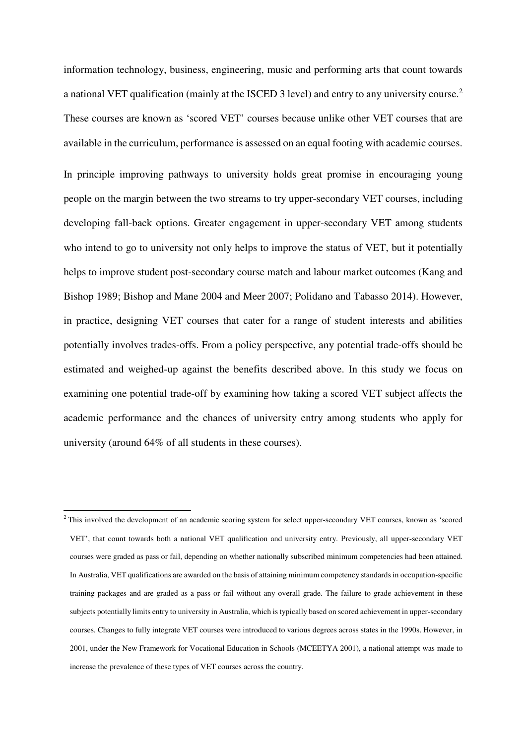information technology, business, engineering, music and performing arts that count towards a national VET qualification (mainly at the ISCED 3 level) and entry to any university course.[2] These courses are known as 'scored VET' courses because unlike other VET courses that are available in the curriculum, performance is assessed on an equal footing with academic courses.

In principle improving pathways to university holds great promise in encouraging young people on the margin between the two streams to try upper-secondary VET courses, including developing fall-back options. Greater engagement in upper-secondary VET among students who intend to go to university not only helps to improve the status of VET, but it potentially helps to improve student post-secondary course match and labour market outcomes (Kang and Bishop 1989; Bishop and Mane 2004 and Meer 2007; Polidano and Tabasso 2014). However, in practice, designing VET courses that cater for a range of student interests and abilities potentially involves trades-offs. From a policy perspective, any potential trade-offs should be estimated and weighed-up against the benefits described above. In this study we focus on examining one potential trade-off by examining how taking a scored VET subject affects the academic performance and the chances of university entry among students who apply for university (around 64% of all students in these courses).

---

[2] This involved the development of an academic scoring system for select upper-secondary VET courses, known as 'scored VET', that count towards both a national VET qualification and university entry. Previously, all upper-secondary VET courses were graded as pass or fail, depending on whether nationally subscribed minimum competencies had been attained. In Australia, VET qualifications are awarded on the basis of attaining minimum competency standards in occupation-specific training packages and are graded as a pass or fail without any overall grade. The failure to grade achievement in these subjects potentially limits entry to university in Australia, which is typically based on scored achievement in upper-secondary courses. Changes to fully integrate VET courses were introduced to various degrees across states in the 1990s. However, in 2001, under the New Framework for Vocational Education in Schools (MCEETYA 2001), a national attempt was made to increase the prevalence of these types of VET courses across the country.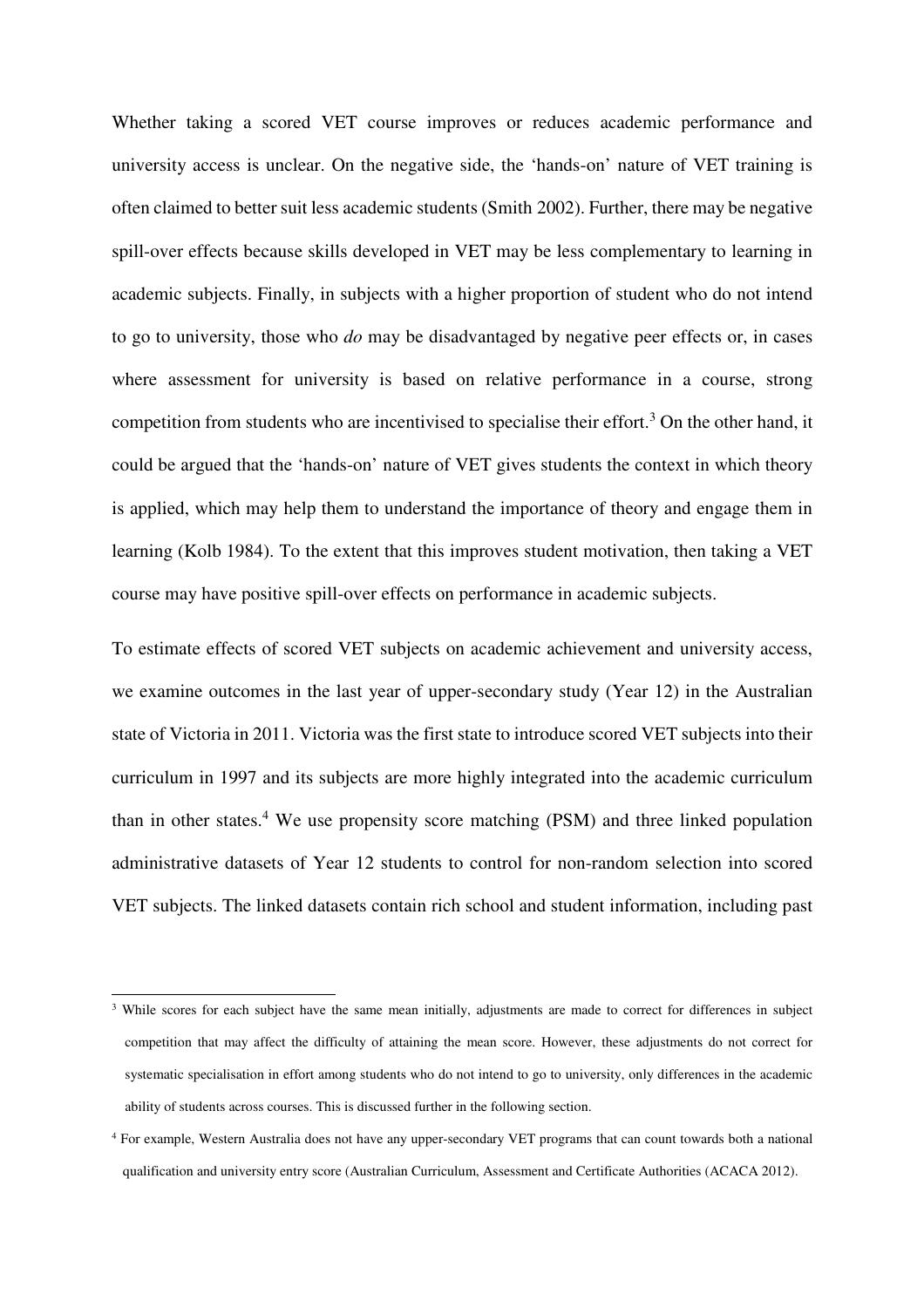Whether taking a scored VET course improves or reduces academic performance and university access is unclear. On the negative side, the 'hands-on' nature of VET training is often claimed to better suit less academic students (Smith 2002). Further, there may be negative spill-over effects because skills developed in VET may be less complementary to learning in academic subjects. Finally, in subjects with a higher proportion of student who do not intend to go to university, those who *do* may be disadvantaged by negative peer effects or, in cases where assessment for university is based on relative performance in a course, strong competition from students who are incentivised to specialise their effort.[3] On the other hand, it could be argued that the 'hands-on' nature of VET gives students the context in which theory is applied, which may help them to understand the importance of theory and engage them in learning (Kolb 1984). To the extent that this improves student motivation, then taking a VET course may have positive spill-over effects on performance in academic subjects.

To estimate effects of scored VET subjects on academic achievement and university access, we examine outcomes in the last year of upper-secondary study (Year 12) in the Australian state of Victoria in 2011. Victoria was the first state to introduce scored VET subjects into their curriculum in 1997 and its subjects are more highly integrated into the academic curriculum than in other states.[4] We use propensity score matching (PSM) and three linked population administrative datasets of Year 12 students to control for non-random selection into scored VET subjects. The linked datasets contain rich school and student information, including past

---

[3] While scores for each subject have the same mean initially, adjustments are made to correct for differences in subject competition that may affect the difficulty of attaining the mean score. However, these adjustments do not correct for systematic specialisation in effort among students who do not intend to go to university, only differences in the academic ability of students across courses. This is discussed further in the following section.

[4] For example, Western Australia does not have any upper-secondary VET programs that can count towards both a national qualification and university entry score (Australian Curriculum, Assessment and Certificate Authorities (ACACA 2012).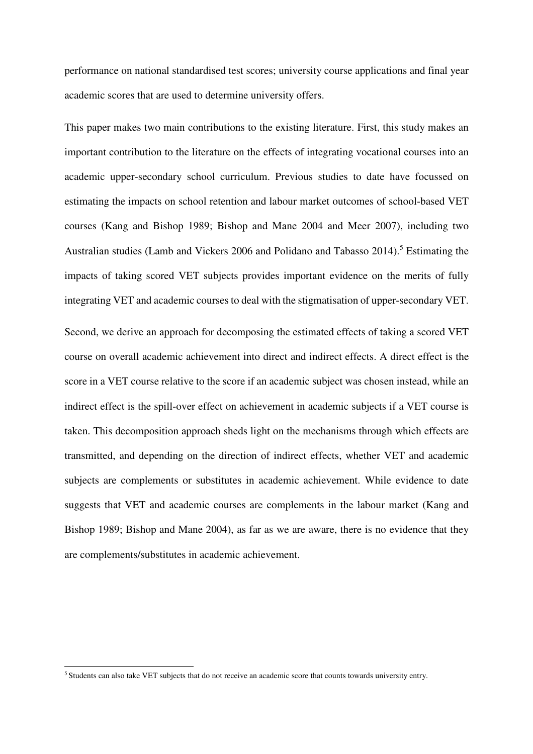performance on national standardised test scores; university course applications and final year academic scores that are used to determine university offers.

This paper makes two main contributions to the existing literature. First, this study makes an important contribution to the literature on the effects of integrating vocational courses into an academic upper-secondary school curriculum. Previous studies to date have focussed on estimating the impacts on school retention and labour market outcomes of school-based VET courses (Kang and Bishop 1989; Bishop and Mane 2004 and Meer 2007), including two Australian studies (Lamb and Vickers 2006 and Polidano and Tabasso 2014).[5] Estimating the impacts of taking scored VET subjects provides important evidence on the merits of fully integrating VET and academic courses to deal with the stigmatisation of upper-secondary VET.

Second, we derive an approach for decomposing the estimated effects of taking a scored VET course on overall academic achievement into direct and indirect effects. A direct effect is the score in a VET course relative to the score if an academic subject was chosen instead, while an indirect effect is the spill-over effect on achievement in academic subjects if a VET course is taken. This decomposition approach sheds light on the mechanisms through which effects are transmitted, and depending on the direction of indirect effects, whether VET and academic subjects are complements or substitutes in academic achievement. While evidence to date suggests that VET and academic courses are complements in the labour market (Kang and Bishop 1989; Bishop and Mane 2004), as far as we are aware, there is no evidence that they are complements/substitutes in academic achievement.

[5] Students can also take VET subjects that do not receive an academic score that counts towards university entry.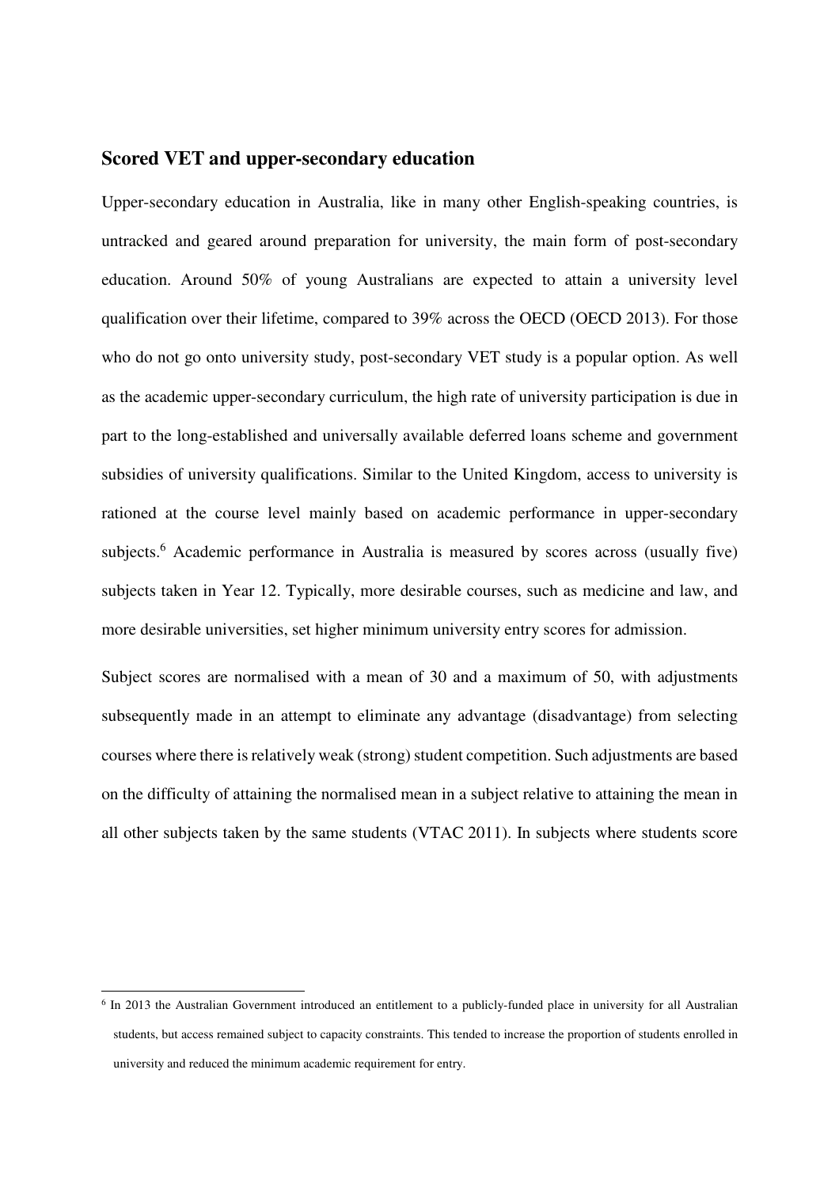## Scored VET and upper-secondary education

Upper-secondary education in Australia, like in many other English-speaking countries, is untracked and geared around preparation for university, the main form of post-secondary education. Around 50% of young Australians are expected to attain a university level qualification over their lifetime, compared to 39% across the OECD (OECD 2013). For those who do not go onto university study, post-secondary VET study is a popular option. As well as the academic upper-secondary curriculum, the high rate of university participation is due in part to the long-established and universally available deferred loans scheme and government subsidies of university qualifications. Similar to the United Kingdom, access to university is rationed at the course level mainly based on academic performance in upper-secondary subjects.[6] Academic performance in Australia is measured by scores across (usually five) subjects taken in Year 12. Typically, more desirable courses, such as medicine and law, and more desirable universities, set higher minimum university entry scores for admission.

Subject scores are normalised with a mean of 30 and a maximum of 50, with adjustments subsequently made in an attempt to eliminate any advantage (disadvantage) from selecting courses where there is relatively weak (strong) student competition. Such adjustments are based on the difficulty of attaining the normalised mean in a subject relative to attaining the mean in all other subjects taken by the same students (VTAC 2011). In subjects where students score

[6] In 2013 the Australian Government introduced an entitlement to a publicly-funded place in university for all Australian students, but access remained subject to capacity constraints. This tended to increase the proportion of students enrolled in university and reduced the minimum academic requirement for entry.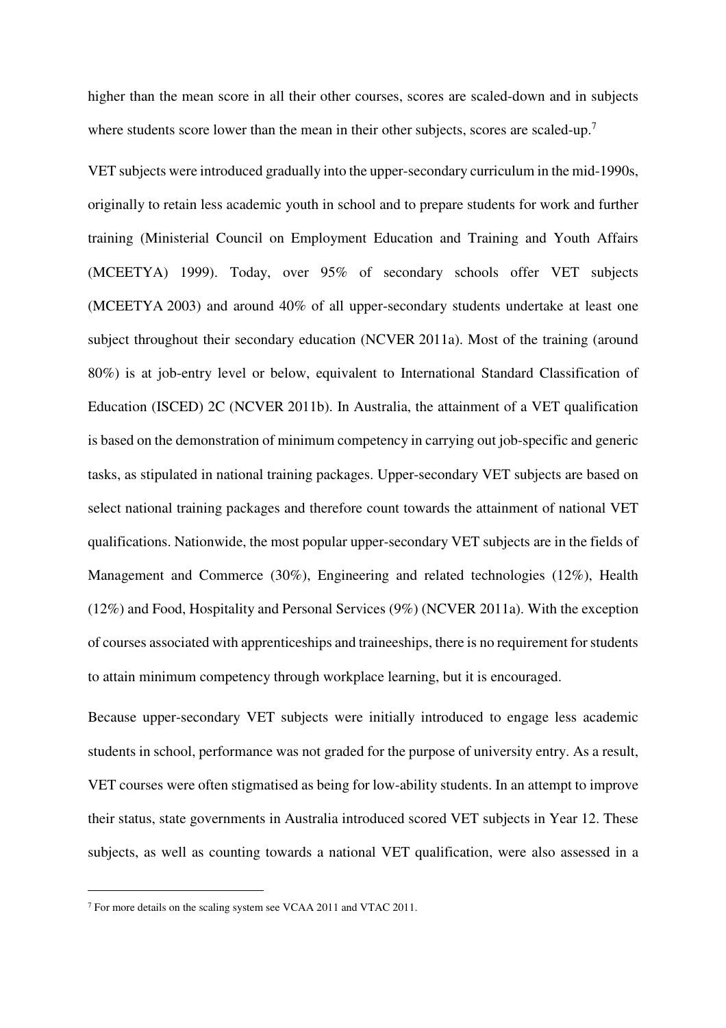higher than the mean score in all their other courses, scores are scaled-down and in subjects where students score lower than the mean in their other subjects, scores are scaled-up.[7]

VET subjects were introduced gradually into the upper-secondary curriculum in the mid-1990s, originally to retain less academic youth in school and to prepare students for work and further training (Ministerial Council on Employment Education and Training and Youth Affairs (MCEETYA) 1999). Today, over 95% of secondary schools offer VET subjects (MCEETYA 2003) and around 40% of all upper-secondary students undertake at least one subject throughout their secondary education (NCVER 2011a). Most of the training (around 80%) is at job-entry level or below, equivalent to International Standard Classification of Education (ISCED) 2C (NCVER 2011b). In Australia, the attainment of a VET qualification is based on the demonstration of minimum competency in carrying out job-specific and generic tasks, as stipulated in national training packages. Upper-secondary VET subjects are based on select national training packages and therefore count towards the attainment of national VET qualifications. Nationwide, the most popular upper-secondary VET subjects are in the fields of Management and Commerce (30%), Engineering and related technologies (12%), Health (12%) and Food, Hospitality and Personal Services (9%) (NCVER 2011a). With the exception of courses associated with apprenticeships and traineeships, there is no requirement for students to attain minimum competency through workplace learning, but it is encouraged.

Because upper-secondary VET subjects were initially introduced to engage less academic students in school, performance was not graded for the purpose of university entry. As a result, VET courses were often stigmatised as being for low-ability students. In an attempt to improve their status, state governments in Australia introduced scored VET subjects in Year 12. These subjects, as well as counting towards a national VET qualification, were also assessed in a

[7] For more details on the scaling system see VCAA 2011 and VTAC 2011.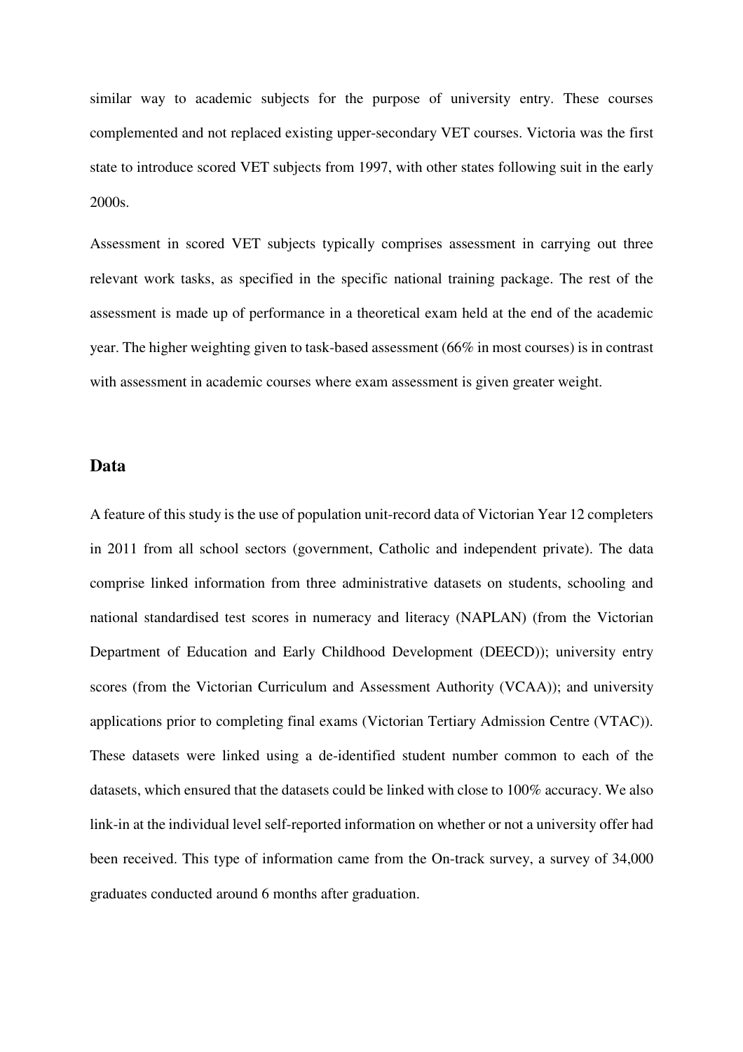similar way to academic subjects for the purpose of university entry. These courses complemented and not replaced existing upper-secondary VET courses. Victoria was the first state to introduce scored VET subjects from 1997, with other states following suit in the early 2000s.

Assessment in scored VET subjects typically comprises assessment in carrying out three relevant work tasks, as specified in the specific national training package. The rest of the assessment is made up of performance in a theoretical exam held at the end of the academic year. The higher weighting given to task-based assessment (66% in most courses) is in contrast with assessment in academic courses where exam assessment is given greater weight.

## Data

A feature of this study is the use of population unit-record data of Victorian Year 12 completers in 2011 from all school sectors (government, Catholic and independent private). The data comprise linked information from three administrative datasets on students, schooling and national standardised test scores in numeracy and literacy (NAPLAN) (from the Victorian Department of Education and Early Childhood Development (DEECD)); university entry scores (from the Victorian Curriculum and Assessment Authority (VCAA)); and university applications prior to completing final exams (Victorian Tertiary Admission Centre (VTAC)). These datasets were linked using a de-identified student number common to each of the datasets, which ensured that the datasets could be linked with close to 100% accuracy. We also link-in at the individual level self-reported information on whether or not a university offer had been received. This type of information came from the On-track survey, a survey of 34,000 graduates conducted around 6 months after graduation.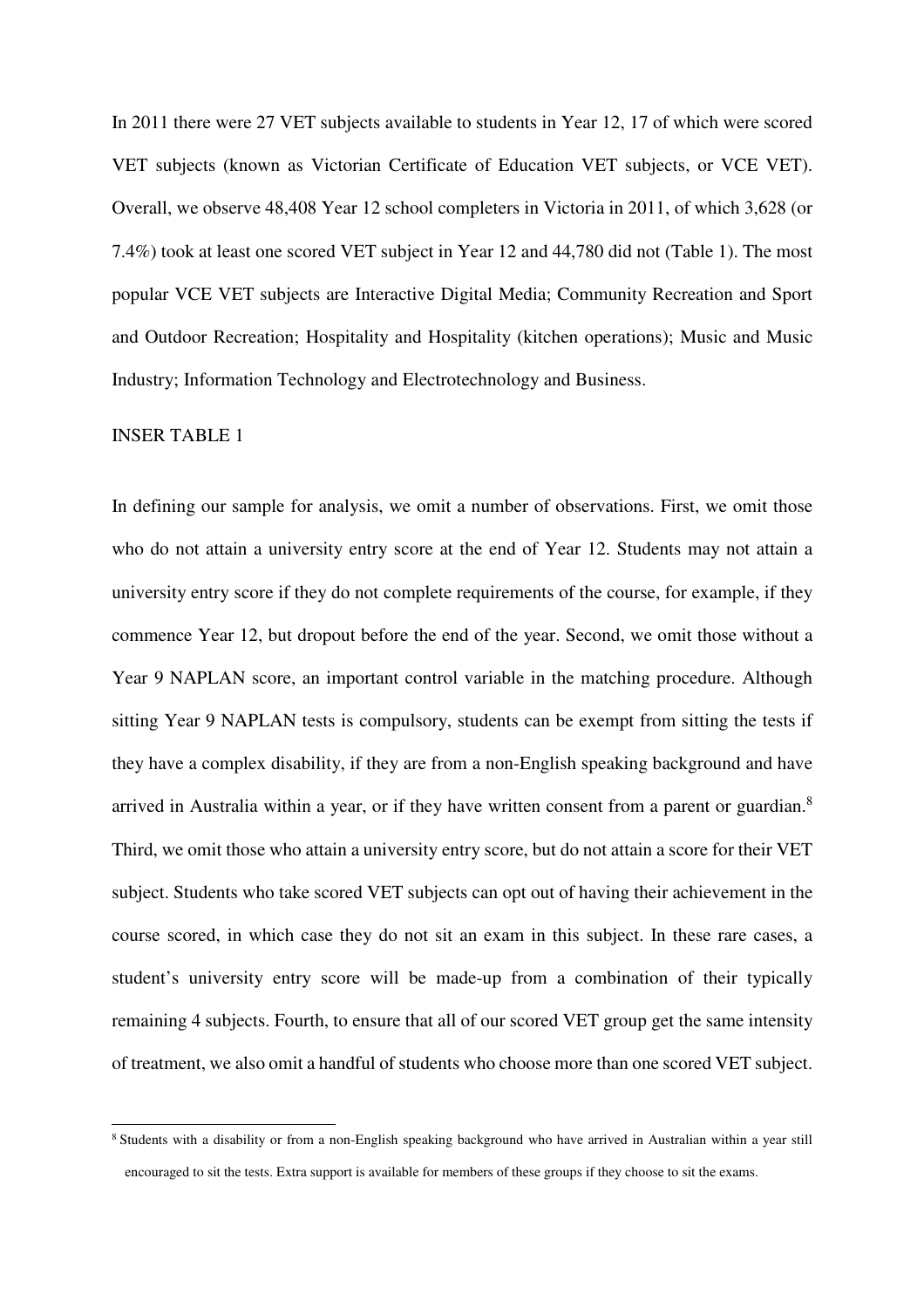In 2011 there were 27 VET subjects available to students in Year 12, 17 of which were scored VET subjects (known as Victorian Certificate of Education VET subjects, or VCE VET). Overall, we observe 48,408 Year 12 school completers in Victoria in 2011, of which 3,628 (or 7.4%) took at least one scored VET subject in Year 12 and 44,780 did not (Table 1). The most popular VCE VET subjects are Interactive Digital Media; Community Recreation and Sport and Outdoor Recreation; Hospitality and Hospitality (kitchen operations); Music and Music Industry; Information Technology and Electrotechnology and Business.

INSER TABLE 1

In defining our sample for analysis, we omit a number of observations. First, we omit those who do not attain a university entry score at the end of Year 12. Students may not attain a university entry score if they do not complete requirements of the course, for example, if they commence Year 12, but dropout before the end of the year. Second, we omit those without a Year 9 NAPLAN score, an important control variable in the matching procedure. Although sitting Year 9 NAPLAN tests is compulsory, students can be exempt from sitting the tests if they have a complex disability, if they are from a non-English speaking background and have arrived in Australia within a year, or if they have written consent from a parent or guardian.[8] Third, we omit those who attain a university entry score, but do not attain a score for their VET subject. Students who take scored VET subjects can opt out of having their achievement in the course scored, in which case they do not sit an exam in this subject. In these rare cases, a student's university entry score will be made-up from a combination of their typically remaining 4 subjects. Fourth, to ensure that all of our scored VET group get the same intensity of treatment, we also omit a handful of students who choose more than one scored VET subject.

[8] Students with a disability or from a non-English speaking background who have arrived in Australian within a year still encouraged to sit the tests. Extra support is available for members of these groups if they choose to sit the exams.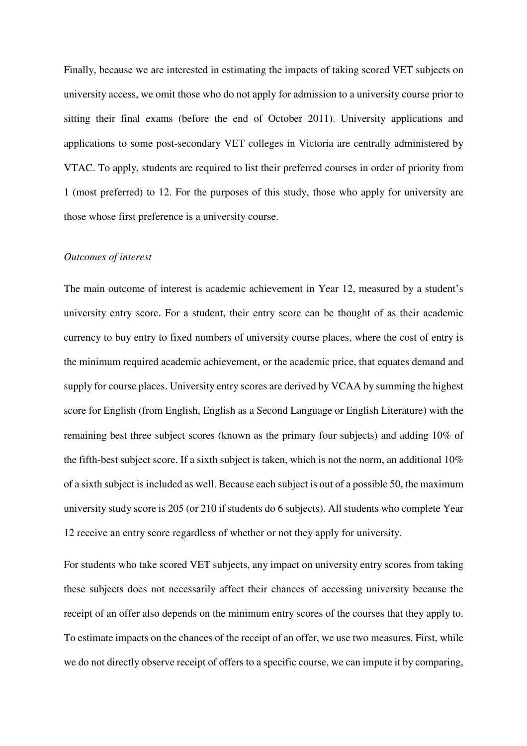Finally, because we are interested in estimating the impacts of taking scored VET subjects on university access, we omit those who do not apply for admission to a university course prior to sitting their final exams (before the end of October 2011). University applications and applications to some post-secondary VET colleges in Victoria are centrally administered by VTAC. To apply, students are required to list their preferred courses in order of priority from 1 (most preferred) to 12. For the purposes of this study, those who apply for university are those whose first preference is a university course.

*Outcomes of interest*

The main outcome of interest is academic achievement in Year 12, measured by a student's university entry score. For a student, their entry score can be thought of as their academic currency to buy entry to fixed numbers of university course places, where the cost of entry is the minimum required academic achievement, or the academic price, that equates demand and supply for course places. University entry scores are derived by VCAA by summing the highest score for English (from English, English as a Second Language or English Literature) with the remaining best three subject scores (known as the primary four subjects) and adding 10% of the fifth-best subject score. If a sixth subject is taken, which is not the norm, an additional 10% of a sixth subject is included as well. Because each subject is out of a possible 50, the maximum university study score is 205 (or 210 if students do 6 subjects). All students who complete Year 12 receive an entry score regardless of whether or not they apply for university.

For students who take scored VET subjects, any impact on university entry scores from taking these subjects does not necessarily affect their chances of accessing university because the receipt of an offer also depends on the minimum entry scores of the courses that they apply to. To estimate impacts on the chances of the receipt of an offer, we use two measures. First, while we do not directly observe receipt of offers to a specific course, we can impute it by comparing,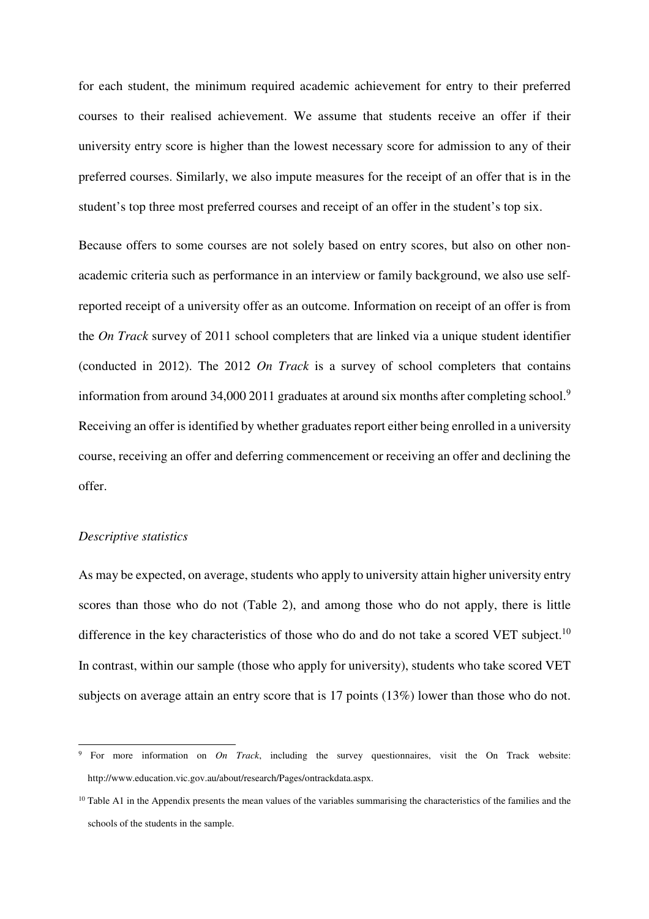for each student, the minimum required academic achievement for entry to their preferred courses to their realised achievement. We assume that students receive an offer if their university entry score is higher than the lowest necessary score for admission to any of their preferred courses. Similarly, we also impute measures for the receipt of an offer that is in the student's top three most preferred courses and receipt of an offer in the student's top six.

Because offers to some courses are not solely based on entry scores, but also on other non-academic criteria such as performance in an interview or family background, we also use self-reported receipt of a university offer as an outcome. Information on receipt of an offer is from the *On Track* survey of 2011 school completers that are linked via a unique student identifier (conducted in 2012). The 2012 *On Track* is a survey of school completers that contains information from around 34,000 2011 graduates at around six months after completing school.[9] Receiving an offer is identified by whether graduates report either being enrolled in a university course, receiving an offer and deferring commencement or receiving an offer and declining the offer.

*Descriptive statistics*

As may be expected, on average, students who apply to university attain higher university entry scores than those who do not (Table 2), and among those who do not apply, there is little difference in the key characteristics of those who do and do not take a scored VET subject.[10] In contrast, within our sample (those who apply for university), students who take scored VET subjects on average attain an entry score that is 17 points (13%) lower than those who do not.

---

[9] For more information on *On Track*, including the survey questionnaires, visit the On Track website: http://www.education.vic.gov.au/about/research/Pages/ontrackdata.aspx.

[10] Table A1 in the Appendix presents the mean values of the variables summarising the characteristics of the families and the schools of the students in the sample.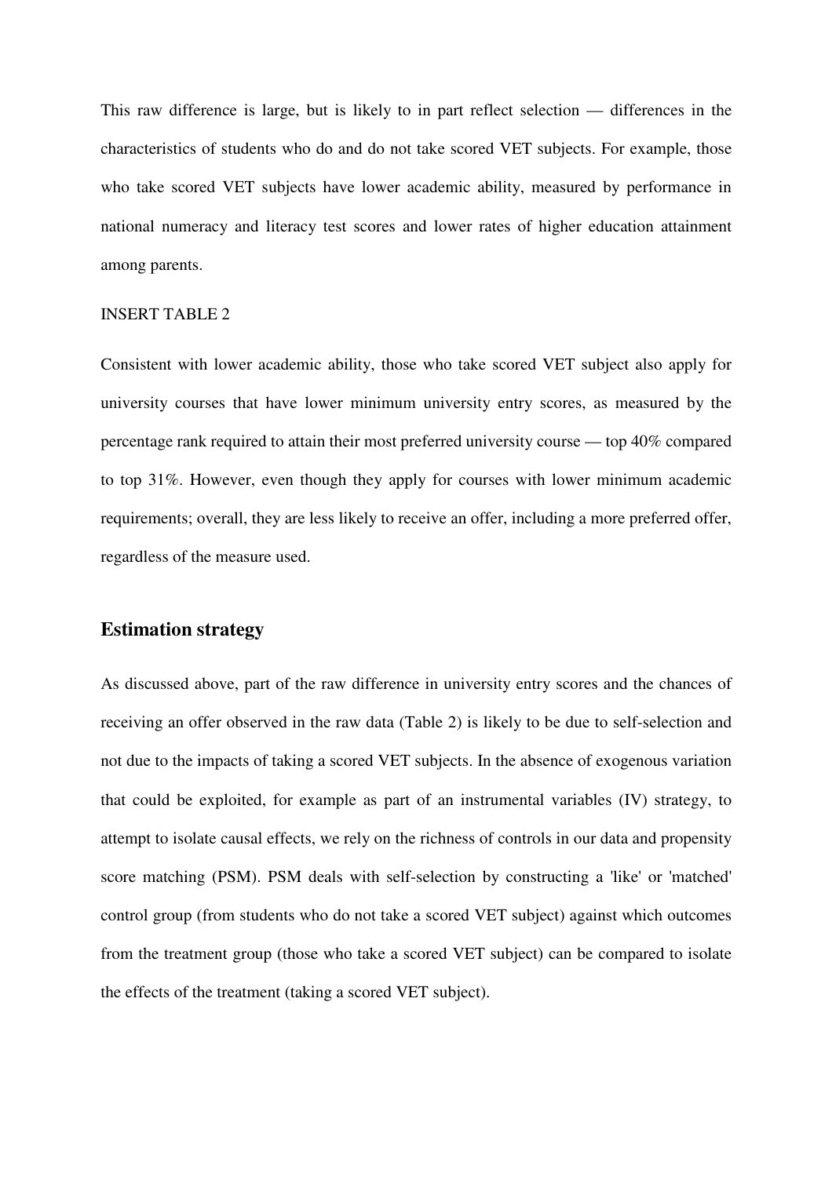This raw difference is large, but is likely to in part reflect selection — differences in the characteristics of students who do and do not take scored VET subjects. For example, those who take scored VET subjects have lower academic ability, measured by performance in national numeracy and literacy test scores and lower rates of higher education attainment among parents.

INSERT TABLE 2

Consistent with lower academic ability, those who take scored VET subject also apply for university courses that have lower minimum university entry scores, as measured by the percentage rank required to attain their most preferred university course — top 40% compared to top 31%. However, even though they apply for courses with lower minimum academic requirements; overall, they are less likely to receive an offer, including a more preferred offer, regardless of the measure used.

## Estimation strategy

As discussed above, part of the raw difference in university entry scores and the chances of receiving an offer observed in the raw data (Table 2) is likely to be due to self-selection and not due to the impacts of taking a scored VET subjects. In the absence of exogenous variation that could be exploited, for example as part of an instrumental variables (IV) strategy, to attempt to isolate causal effects, we rely on the richness of controls in our data and propensity score matching (PSM). PSM deals with self-selection by constructing a 'like' or 'matched' control group (from students who do not take a scored VET subject) against which outcomes from the treatment group (those who take a scored VET subject) can be compared to isolate the effects of the treatment (taking a scored VET subject).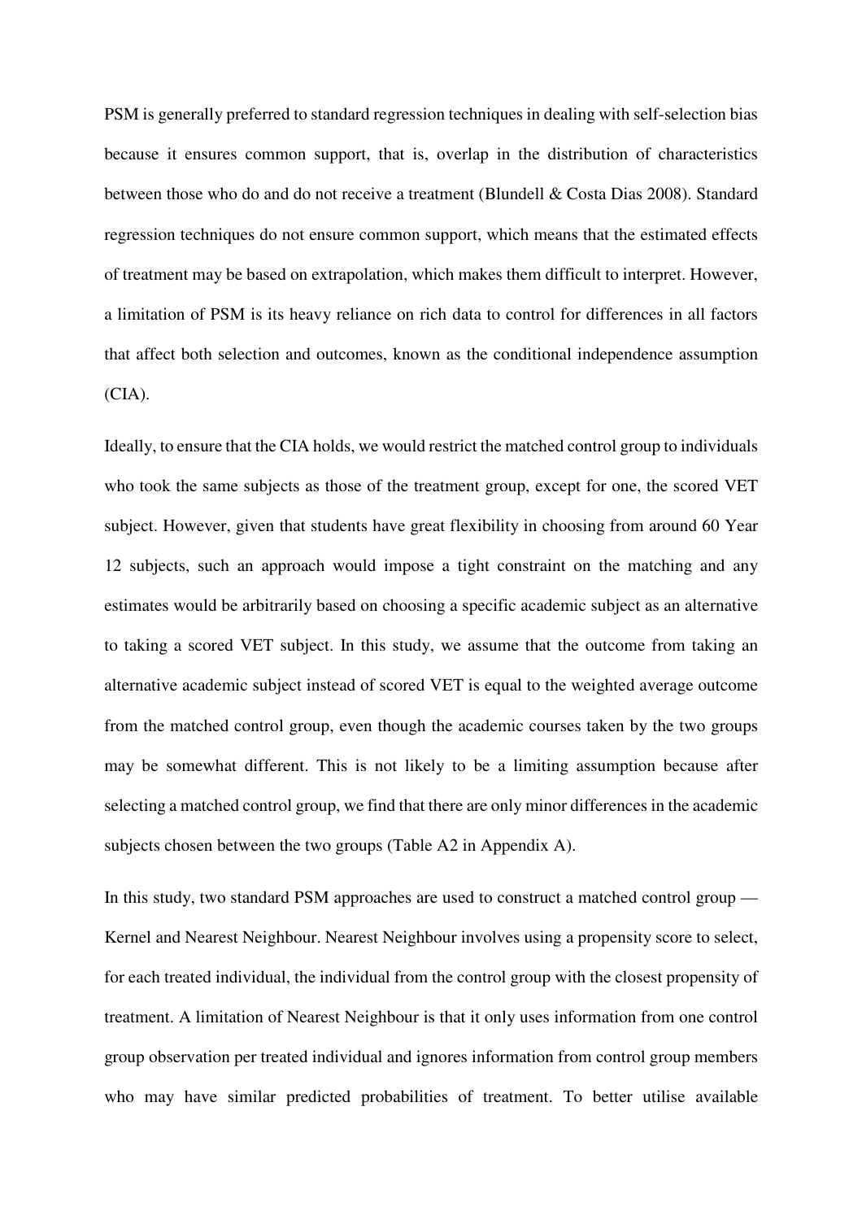PSM is generally preferred to standard regression techniques in dealing with self-selection bias because it ensures common support, that is, overlap in the distribution of characteristics between those who do and do not receive a treatment (Blundell & Costa Dias 2008). Standard regression techniques do not ensure common support, which means that the estimated effects of treatment may be based on extrapolation, which makes them difficult to interpret. However, a limitation of PSM is its heavy reliance on rich data to control for differences in all factors that affect both selection and outcomes, known as the conditional independence assumption (CIA).

Ideally, to ensure that the CIA holds, we would restrict the matched control group to individuals who took the same subjects as those of the treatment group, except for one, the scored VET subject. However, given that students have great flexibility in choosing from around 60 Year 12 subjects, such an approach would impose a tight constraint on the matching and any estimates would be arbitrarily based on choosing a specific academic subject as an alternative to taking a scored VET subject. In this study, we assume that the outcome from taking an alternative academic subject instead of scored VET is equal to the weighted average outcome from the matched control group, even though the academic courses taken by the two groups may be somewhat different. This is not likely to be a limiting assumption because after selecting a matched control group, we find that there are only minor differences in the academic subjects chosen between the two groups (Table A2 in Appendix A).

In this study, two standard PSM approaches are used to construct a matched control group — Kernel and Nearest Neighbour. Nearest Neighbour involves using a propensity score to select, for each treated individual, the individual from the control group with the closest propensity of treatment. A limitation of Nearest Neighbour is that it only uses information from one control group observation per treated individual and ignores information from control group members who may have similar predicted probabilities of treatment. To better utilise available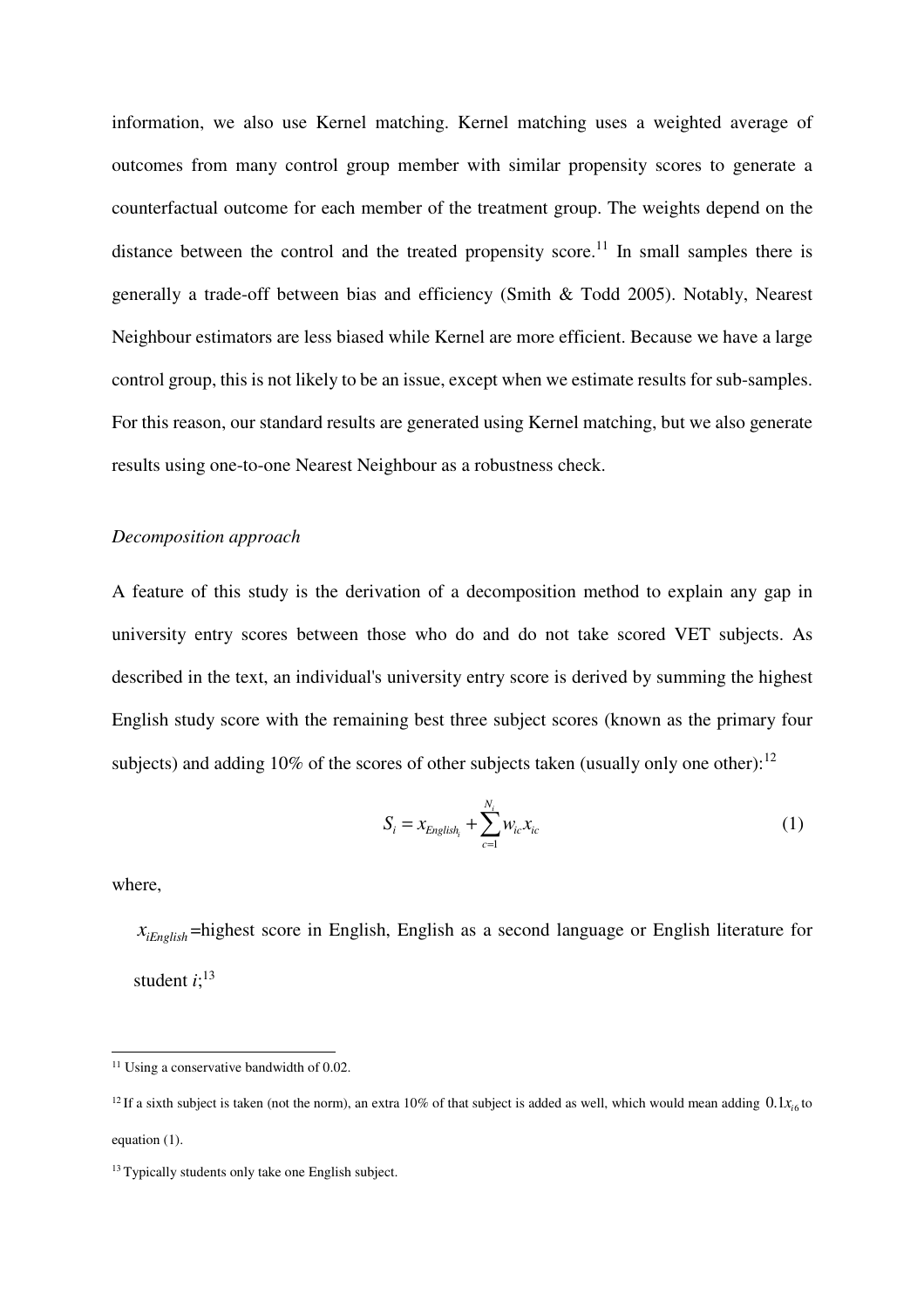information, we also use Kernel matching. Kernel matching uses a weighted average of outcomes from many control group member with similar propensity scores to generate a counterfactual outcome for each member of the treatment group. The weights depend on the distance between the control and the treated propensity score.[11] In small samples there is generally a trade-off between bias and efficiency (Smith & Todd 2005). Notably, Nearest Neighbour estimators are less biased while Kernel are more efficient. Because we have a large control group, this is not likely to be an issue, except when we estimate results for sub-samples. For this reason, our standard results are generated using Kernel matching, but we also generate results using one-to-one Nearest Neighbour as a robustness check.

*Decomposition approach*

A feature of this study is the derivation of a decomposition method to explain any gap in university entry scores between those who do and do not take scored VET subjects. As described in the text, an individual's university entry score is derived by summing the highest English study score with the remaining best three subject scores (known as the primary four subjects) and adding 10% of the scores of other subjects taken (usually only one other):[12]

$$S_i = x_{English_i} + \sum_{c=1}^{N_i} w_{ic} x_{ic} \tag{1}$$

where,

$x_{iEnglish}$=highest score in English, English as a second language or English literature for student $i$;[13]

[11] Using a conservative bandwidth of 0.02.

[12] If a sixth subject is taken (not the norm), an extra 10% of that subject is added as well, which would mean adding $0.1x_{i6}$ to equation (1).

[13] Typically students only take one English subject.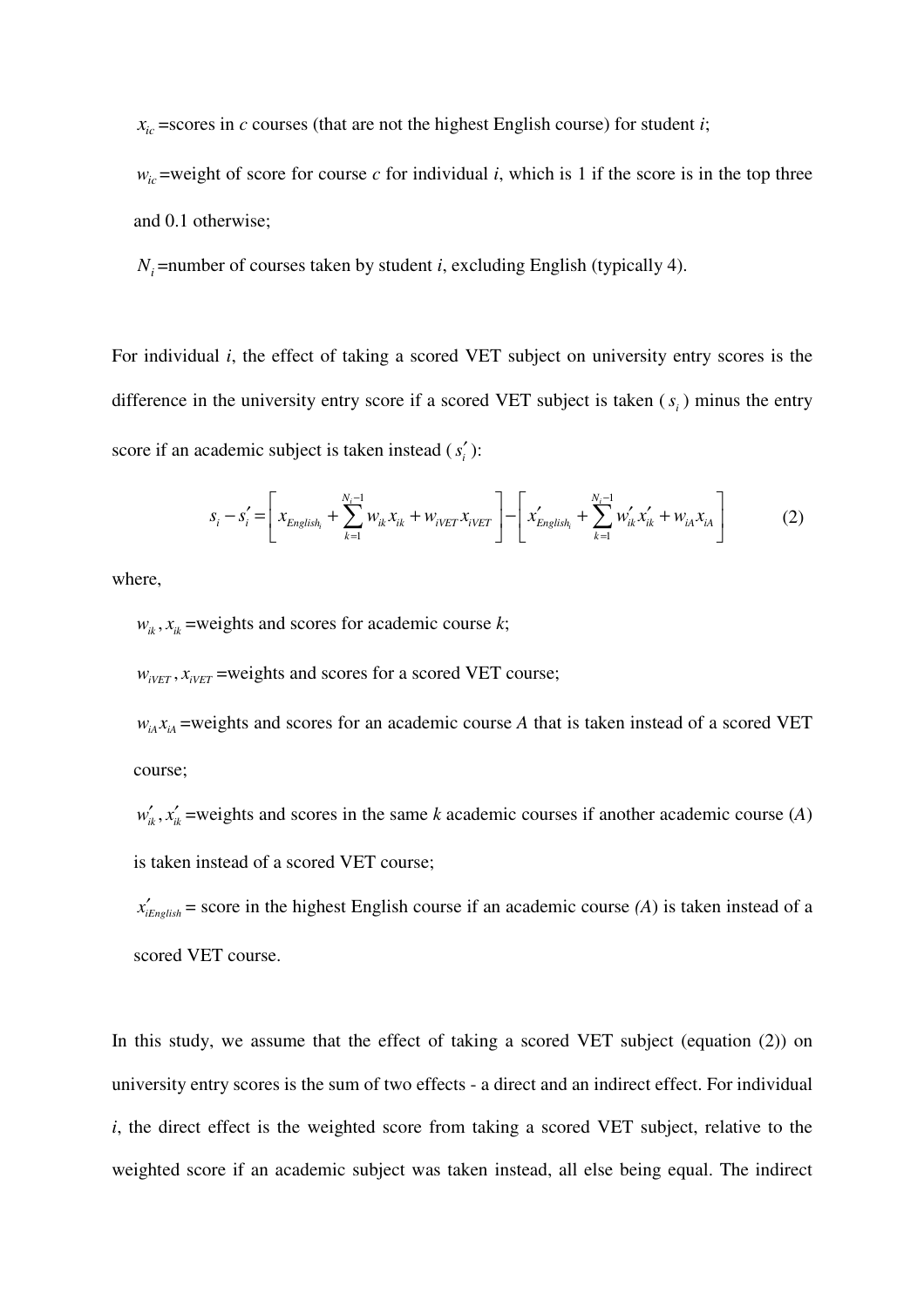$x_{ic}$ =scores in *c* courses (that are not the highest English course) for student *i*;

$w_{ic}$ =weight of score for course *c* for individual *i*, which is 1 if the score is in the top three and 0.1 otherwise;

$N_i$ =number of courses taken by student *i*, excluding English (typically 4).

For individual *i*, the effect of taking a scored VET subject on university entry scores is the difference in the university entry score if a scored VET subject is taken ($s_i$) minus the entry score if an academic subject is taken instead ($s_i'$):

$$s_i - s_i' = \left[ x_{English_i} + \sum_{k=1}^{N_i - 1} w_{ik} x_{ik} + w_{iVET} x_{iVET} \right] - \left[ x'_{English_i} + \sum_{k=1}^{N_i - 1} w'_{ik} x'_{ik} + w_{iA} x_{iA} \right] \tag{2}$$

where,

$w_{ik}, x_{ik}$ =weights and scores for academic course *k*;

$w_{iVET}, x_{iVET}$ =weights and scores for a scored VET course;

$w_{iA} x_{iA}$ =weights and scores for an academic course *A* that is taken instead of a scored VET course;

$w'_{ik}, x'_{ik}$ =weights and scores in the same *k* academic courses if another academic course (*A*) is taken instead of a scored VET course;

$x'_{iEnglish}$ = score in the highest English course if an academic course *(A)* is taken instead of a scored VET course.

In this study, we assume that the effect of taking a scored VET subject (equation (2)) on university entry scores is the sum of two effects - a direct and an indirect effect. For individual *i*, the direct effect is the weighted score from taking a scored VET subject, relative to the weighted score if an academic subject was taken instead, all else being equal. The indirect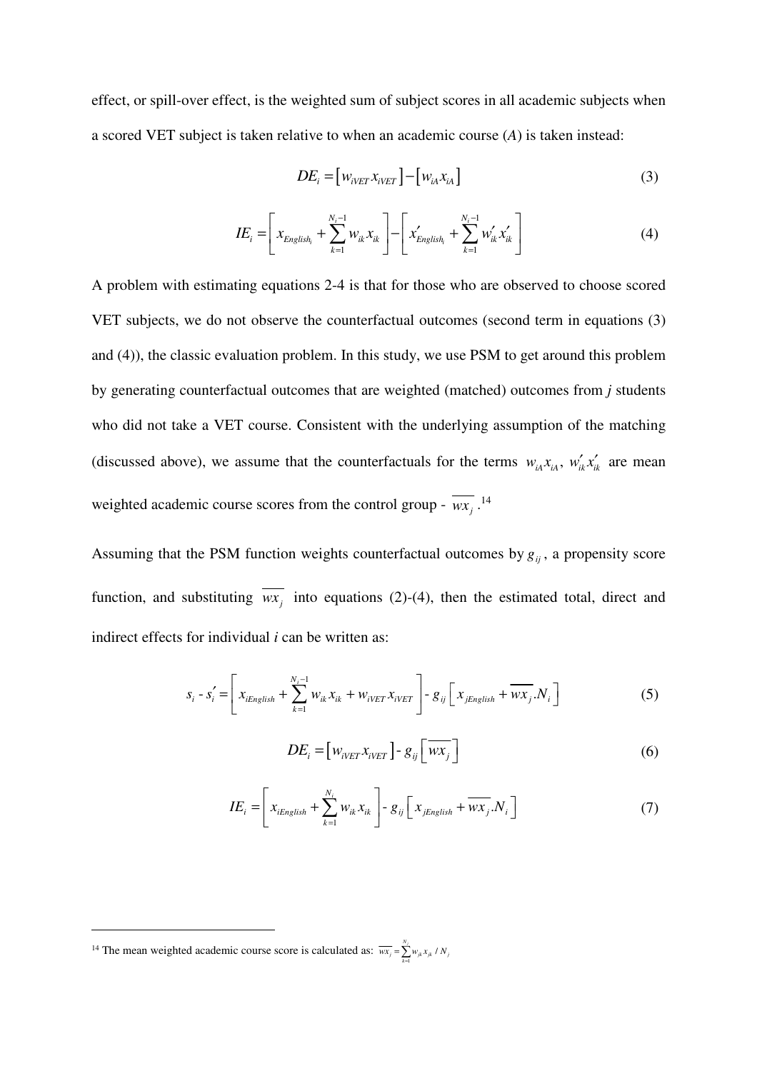effect, or spill-over effect, is the weighted sum of subject scores in all academic subjects when a scored VET subject is taken relative to when an academic course ($A$) is taken instead:

$$DE_i = \left[ w_{iVET} x_{iVET} \right] - \left[ w_{iA} x_{iA} \right] \tag{3}$$

$$IE_i = \left[ x_{English_i} + \sum_{k=1}^{N_i - 1} w_{ik} x_{ik} \right] - \left[ x'_{English_i} + \sum_{k=1}^{N_i - 1} w'_{ik} x'_{ik} \right] \tag{4}$$

A problem with estimating equations 2-4 is that for those who are observed to choose scored VET subjects, we do not observe the counterfactual outcomes (second term in equations (3) and (4)), the classic evaluation problem. In this study, we use PSM to get around this problem by generating counterfactual outcomes that are weighted (matched) outcomes from $j$ students who did not take a VET course. Consistent with the underlying assumption of the matching (discussed above), we assume that the counterfactuals for the terms $w_{iA} x_{iA}$, $w'_{ik} x'_{ik}$ are mean weighted academic course scores from the control group - $\overline{wx_j}$.[14]

Assuming that the PSM function weights counterfactual outcomes by $g_{ij}$, a propensity score function, and substituting $\overline{wx_j}$ into equations (2)-(4), then the estimated total, direct and indirect effects for individual $i$ can be written as:

$$s_i - s'_i = \left[ x_{iEnglish} + \sum_{k=1}^{N_i - 1} w_{ik} x_{ik} + w_{iVET} x_{iVET} \right] - g_{ij} \left[ x_{jEnglish} + \overline{wx_j} . N_i \right] \tag{5}$$

$$DE_i = \left[ w_{iVET} x_{iVET} \right] - g_{ij} \left[ \overline{wx_j} \right] \tag{6}$$

$$IE_i = \left[ x_{iEnglish} + \sum_{k=1}^{N_i} w_{ik} x_{ik} \right] - g_{ij} \left[ x_{jEnglish} + \overline{wx_j} . N_i \right] \tag{7}$$

---

[14] The mean weighted academic course score is calculated as: $\overline{wx_j} = \sum_{k=1}^{N_j} w_{jk} x_{jk} / N_j$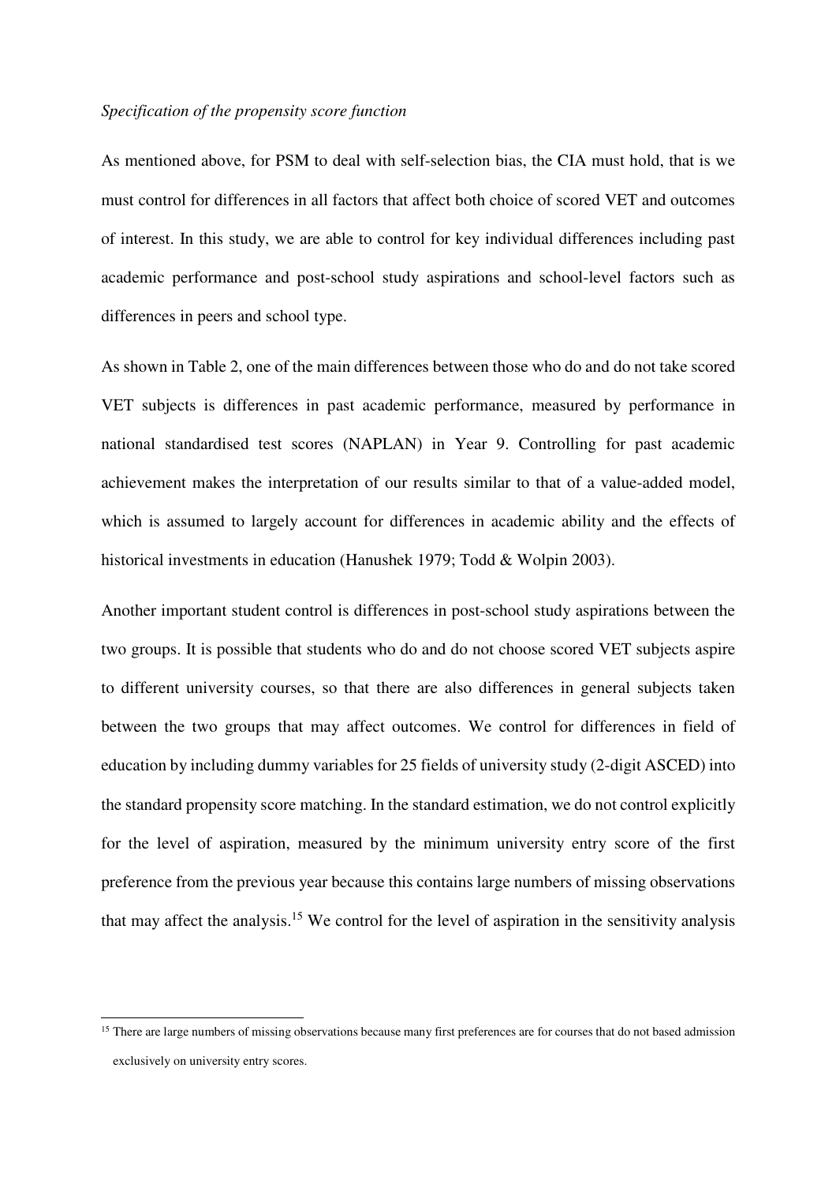*Specification of the propensity score function*

As mentioned above, for PSM to deal with self-selection bias, the CIA must hold, that is we must control for differences in all factors that affect both choice of scored VET and outcomes of interest. In this study, we are able to control for key individual differences including past academic performance and post-school study aspirations and school-level factors such as differences in peers and school type.

As shown in Table 2, one of the main differences between those who do and do not take scored VET subjects is differences in past academic performance, measured by performance in national standardised test scores (NAPLAN) in Year 9. Controlling for past academic achievement makes the interpretation of our results similar to that of a value-added model, which is assumed to largely account for differences in academic ability and the effects of historical investments in education (Hanushek 1979; Todd & Wolpin 2003).

Another important student control is differences in post-school study aspirations between the two groups. It is possible that students who do and do not choose scored VET subjects aspire to different university courses, so that there are also differences in general subjects taken between the two groups that may affect outcomes. We control for differences in field of education by including dummy variables for 25 fields of university study (2-digit ASCED) into the standard propensity score matching. In the standard estimation, we do not control explicitly for the level of aspiration, measured by the minimum university entry score of the first preference from the previous year because this contains large numbers of missing observations that may affect the analysis.[15] We control for the level of aspiration in the sensitivity analysis

[15] There are large numbers of missing observations because many first preferences are for courses that do not based admission exclusively on university entry scores.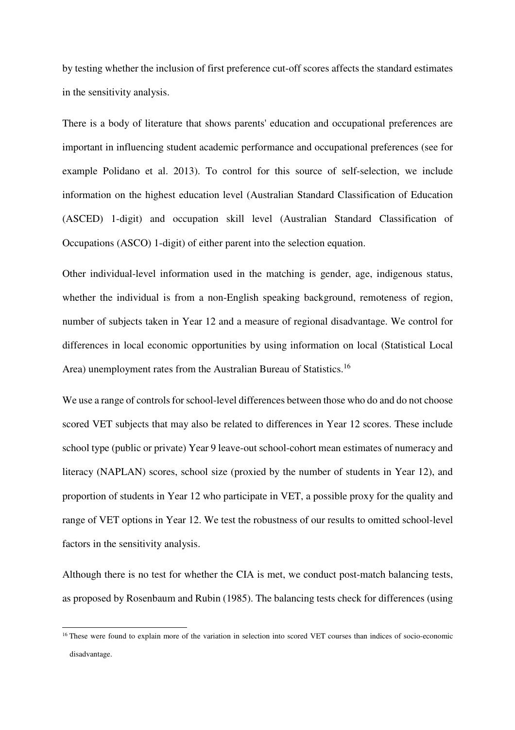by testing whether the inclusion of first preference cut-off scores affects the standard estimates in the sensitivity analysis.

There is a body of literature that shows parents' education and occupational preferences are important in influencing student academic performance and occupational preferences (see for example Polidano et al. 2013). To control for this source of self-selection, we include information on the highest education level (Australian Standard Classification of Education (ASCED) 1-digit) and occupation skill level (Australian Standard Classification of Occupations (ASCO) 1-digit) of either parent into the selection equation.

Other individual-level information used in the matching is gender, age, indigenous status, whether the individual is from a non-English speaking background, remoteness of region, number of subjects taken in Year 12 and a measure of regional disadvantage. We control for differences in local economic opportunities by using information on local (Statistical Local Area) unemployment rates from the Australian Bureau of Statistics.[16]

We use a range of controls for school-level differences between those who do and do not choose scored VET subjects that may also be related to differences in Year 12 scores. These include school type (public or private) Year 9 leave-out school-cohort mean estimates of numeracy and literacy (NAPLAN) scores, school size (proxied by the number of students in Year 12), and proportion of students in Year 12 who participate in VET, a possible proxy for the quality and range of VET options in Year 12. We test the robustness of our results to omitted school-level factors in the sensitivity analysis.

Although there is no test for whether the CIA is met, we conduct post-match balancing tests, as proposed by Rosenbaum and Rubin (1985). The balancing tests check for differences (using

[16] These were found to explain more of the variation in selection into scored VET courses than indices of socio-economic disadvantage.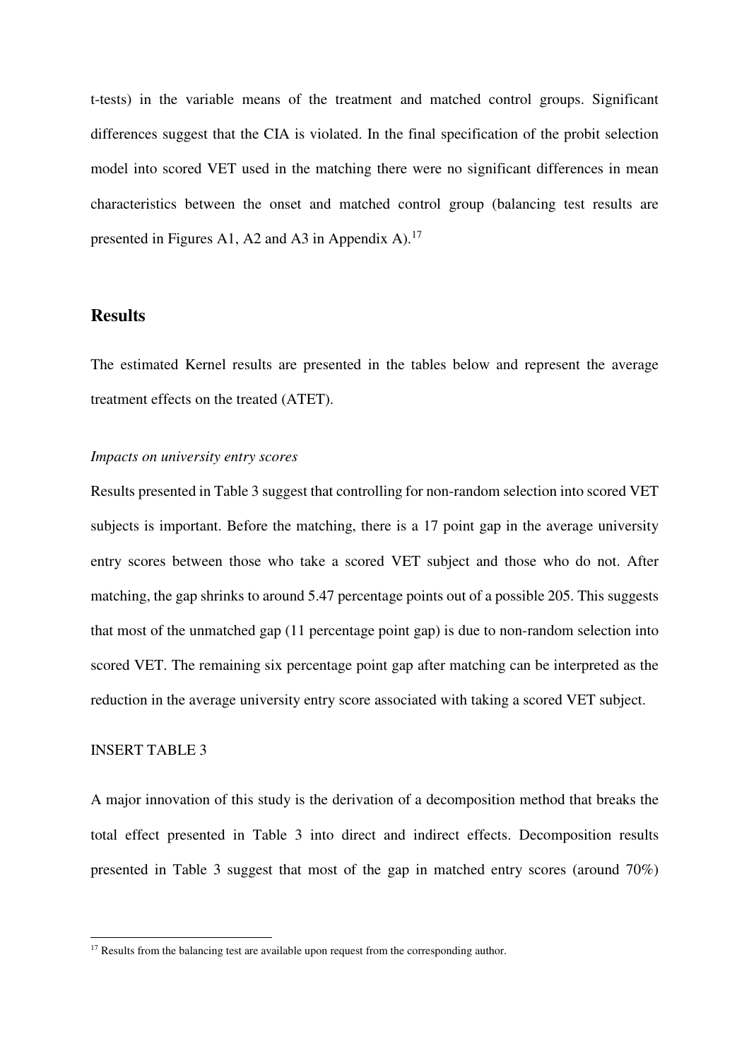t-tests) in the variable means of the treatment and matched control groups. Significant differences suggest that the CIA is violated. In the final specification of the probit selection model into scored VET used in the matching there were no significant differences in mean characteristics between the onset and matched control group (balancing test results are presented in Figures A1, A2 and A3 in Appendix A).[17]

## Results

The estimated Kernel results are presented in the tables below and represent the average treatment effects on the treated (ATET).

*Impacts on university entry scores*

Results presented in Table 3 suggest that controlling for non-random selection into scored VET subjects is important. Before the matching, there is a 17 point gap in the average university entry scores between those who take a scored VET subject and those who do not. After matching, the gap shrinks to around 5.47 percentage points out of a possible 205. This suggests that most of the unmatched gap (11 percentage point gap) is due to non-random selection into scored VET. The remaining six percentage point gap after matching can be interpreted as the reduction in the average university entry score associated with taking a scored VET subject.

INSERT TABLE 3

A major innovation of this study is the derivation of a decomposition method that breaks the total effect presented in Table 3 into direct and indirect effects. Decomposition results presented in Table 3 suggest that most of the gap in matched entry scores (around 70%)

[17] Results from the balancing test are available upon request from the corresponding author.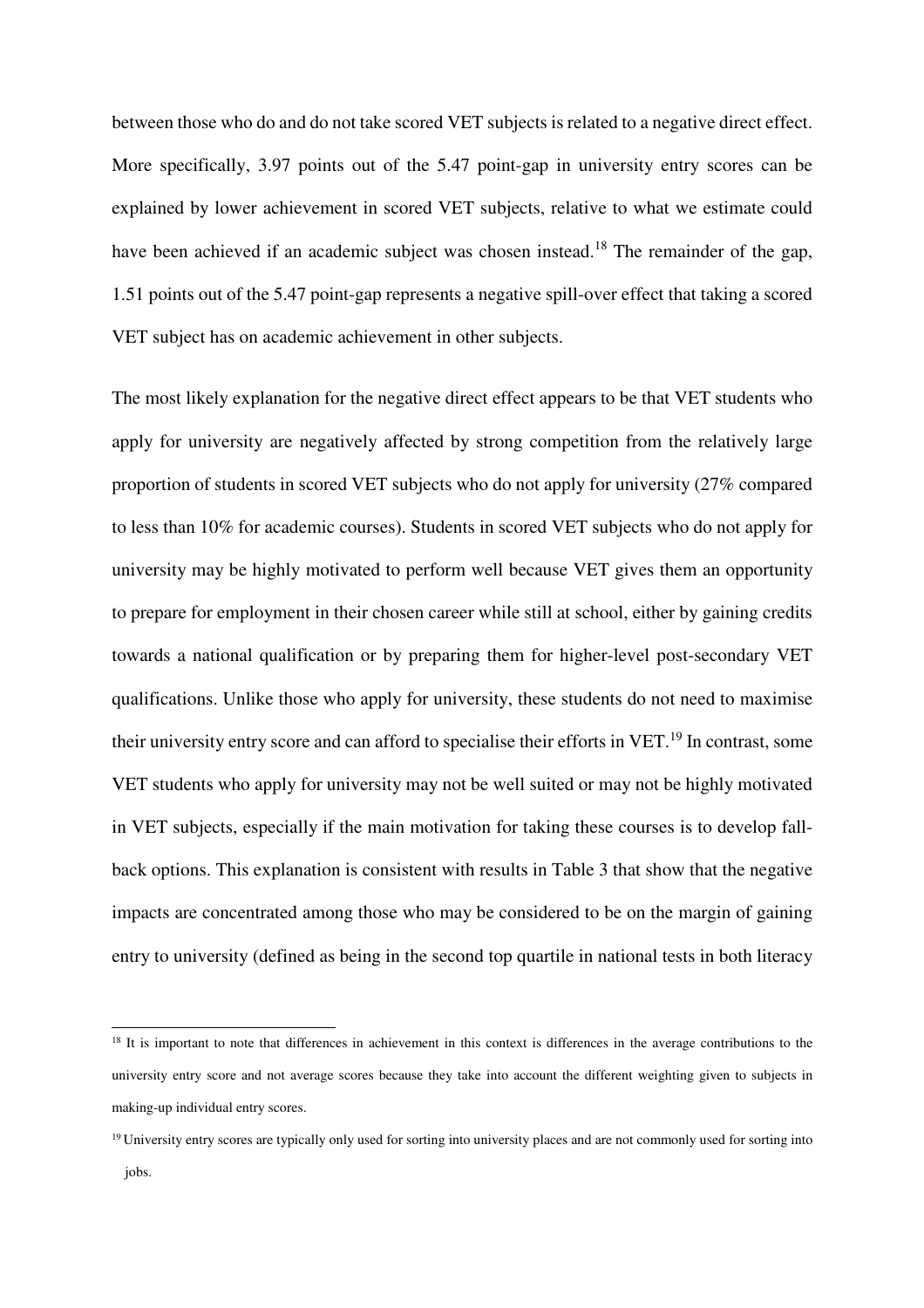between those who do and do not take scored VET subjects is related to a negative direct effect. More specifically, 3.97 points out of the 5.47 point-gap in university entry scores can be explained by lower achievement in scored VET subjects, relative to what we estimate could have been achieved if an academic subject was chosen instead.[18] The remainder of the gap, 1.51 points out of the 5.47 point-gap represents a negative spill-over effect that taking a scored VET subject has on academic achievement in other subjects.

The most likely explanation for the negative direct effect appears to be that VET students who apply for university are negatively affected by strong competition from the relatively large proportion of students in scored VET subjects who do not apply for university (27% compared to less than 10% for academic courses). Students in scored VET subjects who do not apply for university may be highly motivated to perform well because VET gives them an opportunity to prepare for employment in their chosen career while still at school, either by gaining credits towards a national qualification or by preparing them for higher-level post-secondary VET qualifications. Unlike those who apply for university, these students do not need to maximise their university entry score and can afford to specialise their efforts in VET.[19] In contrast, some VET students who apply for university may not be well suited or may not be highly motivated in VET subjects, especially if the main motivation for taking these courses is to develop fall-back options. This explanation is consistent with results in Table 3 that show that the negative impacts are concentrated among those who may be considered to be on the margin of gaining entry to university (defined as being in the second top quartile in national tests in both literacy

---

[18] It is important to note that differences in achievement in this context is differences in the average contributions to the university entry score and not average scores because they take into account the different weighting given to subjects in making-up individual entry scores.

[19] University entry scores are typically only used for sorting into university places and are not commonly used for sorting into jobs.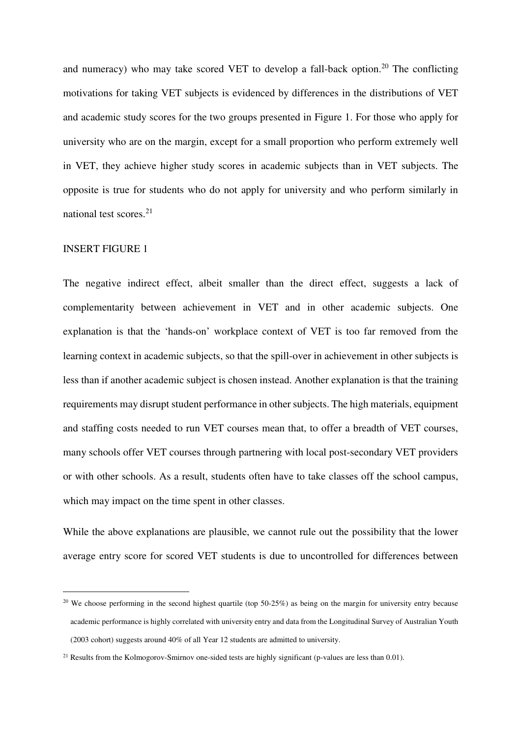and numeracy) who may take scored VET to develop a fall-back option.[20] The conflicting motivations for taking VET subjects is evidenced by differences in the distributions of VET and academic study scores for the two groups presented in Figure 1. For those who apply for university who are on the margin, except for a small proportion who perform extremely well in VET, they achieve higher study scores in academic subjects than in VET subjects. The opposite is true for students who do not apply for university and who perform similarly in national test scores.[21]

INSERT FIGURE 1

The negative indirect effect, albeit smaller than the direct effect, suggests a lack of complementarity between achievement in VET and in other academic subjects. One explanation is that the 'hands-on' workplace context of VET is too far removed from the learning context in academic subjects, so that the spill-over in achievement in other subjects is less than if another academic subject is chosen instead. Another explanation is that the training requirements may disrupt student performance in other subjects. The high materials, equipment and staffing costs needed to run VET courses mean that, to offer a breadth of VET courses, many schools offer VET courses through partnering with local post-secondary VET providers or with other schools. As a result, students often have to take classes off the school campus, which may impact on the time spent in other classes.

While the above explanations are plausible, we cannot rule out the possibility that the lower average entry score for scored VET students is due to uncontrolled for differences between

[20] We choose performing in the second highest quartile (top 50-25%) as being on the margin for university entry because academic performance is highly correlated with university entry and data from the Longitudinal Survey of Australian Youth (2003 cohort) suggests around 40% of all Year 12 students are admitted to university.

[21] Results from the Kolmogorov-Smirnov one-sided tests are highly significant (p-values are less than 0.01).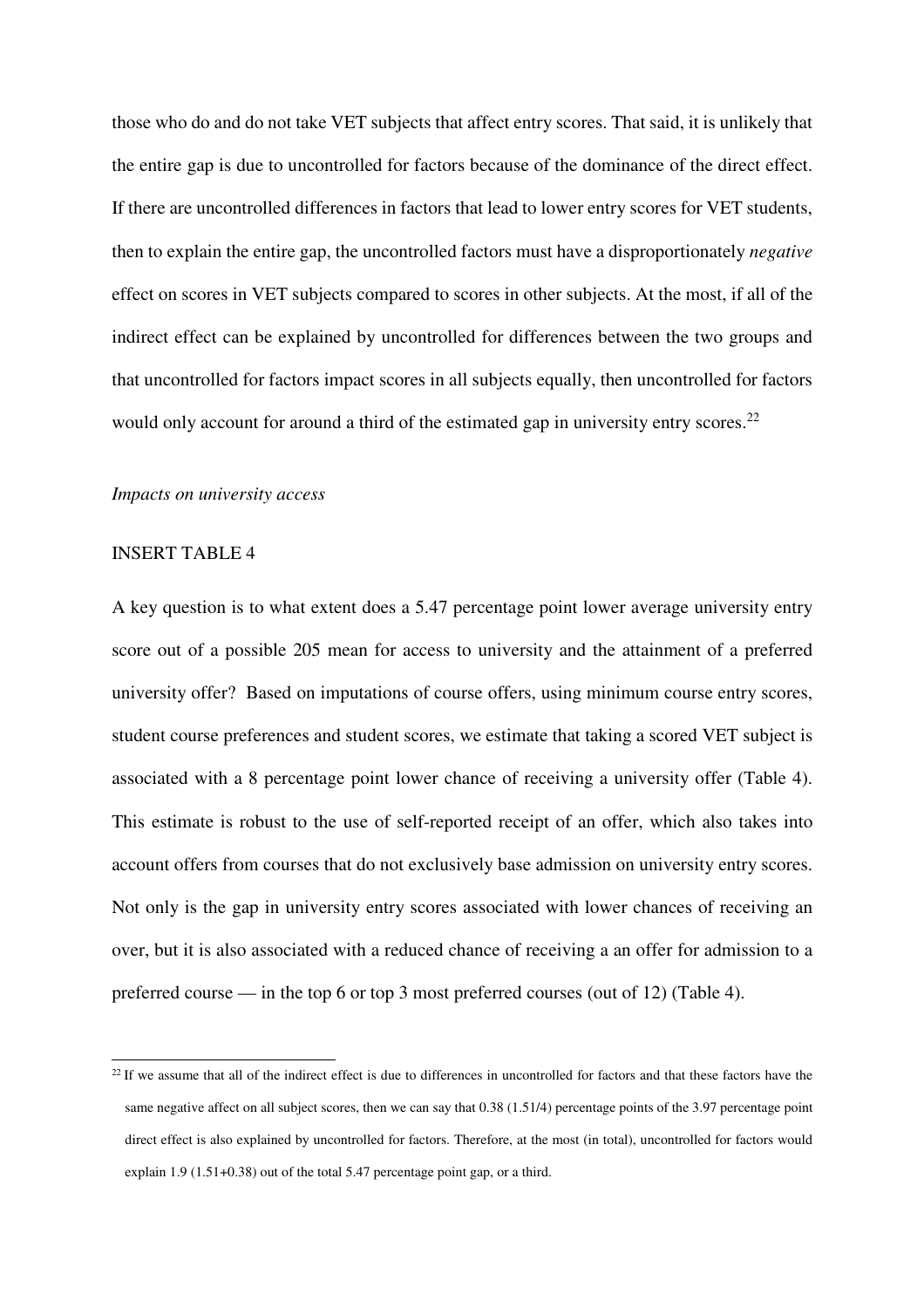those who do and do not take VET subjects that affect entry scores. That said, it is unlikely that the entire gap is due to uncontrolled for factors because of the dominance of the direct effect. If there are uncontrolled differences in factors that lead to lower entry scores for VET students, then to explain the entire gap, the uncontrolled factors must have a disproportionately *negative* effect on scores in VET subjects compared to scores in other subjects. At the most, if all of the indirect effect can be explained by uncontrolled for differences between the two groups and that uncontrolled for factors impact scores in all subjects equally, then uncontrolled for factors would only account for around a third of the estimated gap in university entry scores.[22]

*Impacts on university access*

INSERT TABLE 4

A key question is to what extent does a 5.47 percentage point lower average university entry score out of a possible 205 mean for access to university and the attainment of a preferred university offer? Based on imputations of course offers, using minimum course entry scores, student course preferences and student scores, we estimate that taking a scored VET subject is associated with a 8 percentage point lower chance of receiving a university offer (Table 4). This estimate is robust to the use of self-reported receipt of an offer, which also takes into account offers from courses that do not exclusively base admission on university entry scores. Not only is the gap in university entry scores associated with lower chances of receiving an over, but it is also associated with a reduced chance of receiving a an offer for admission to a preferred course — in the top 6 or top 3 most preferred courses (out of 12) (Table 4).

[22] If we assume that all of the indirect effect is due to differences in uncontrolled for factors and that these factors have the same negative affect on all subject scores, then we can say that 0.38 (1.51/4) percentage points of the 3.97 percentage point direct effect is also explained by uncontrolled for factors. Therefore, at the most (in total), uncontrolled for factors would explain 1.9 (1.51+0.38) out of the total 5.47 percentage point gap, or a third.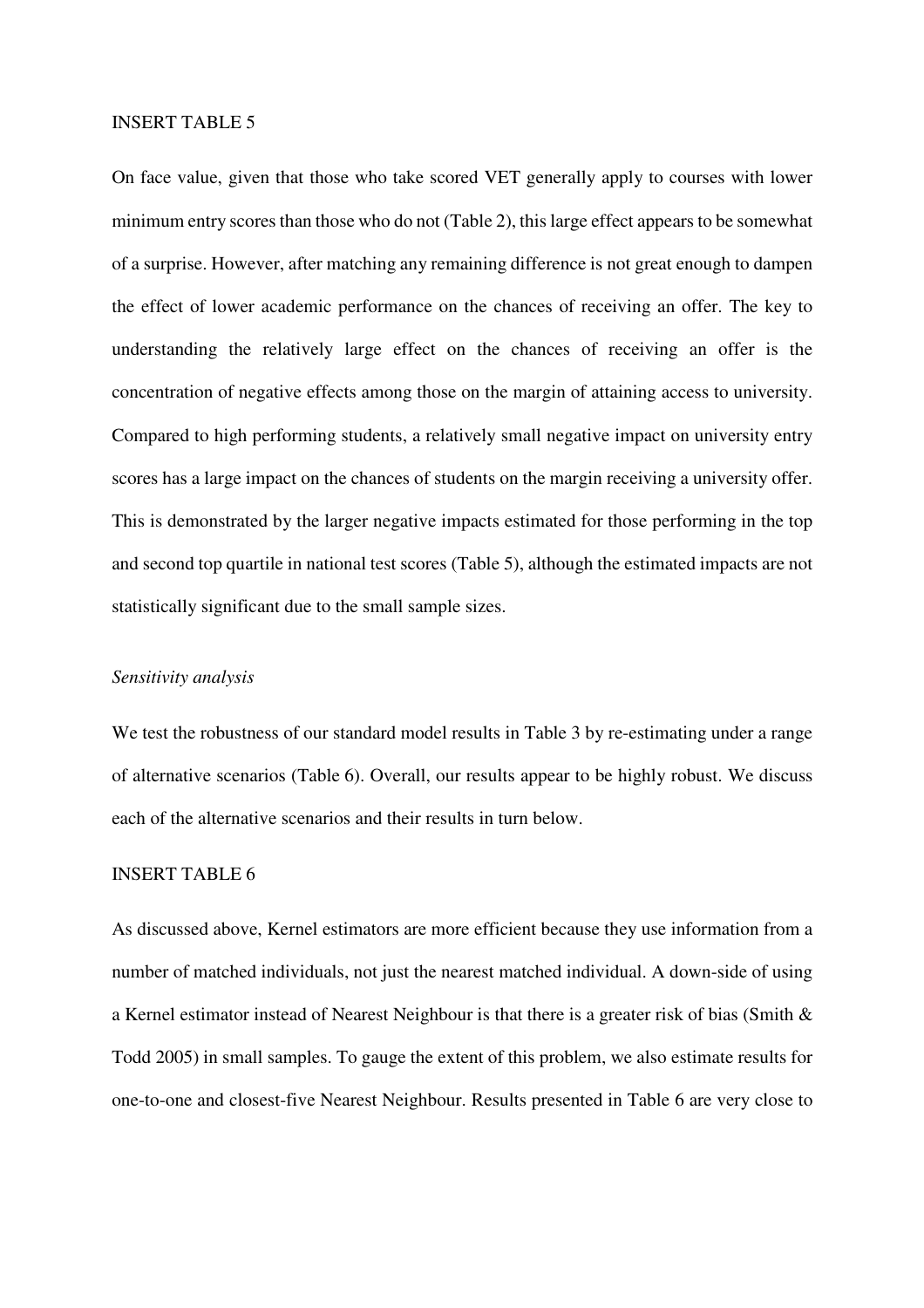INSERT TABLE 5

On face value, given that those who take scored VET generally apply to courses with lower minimum entry scores than those who do not (Table 2), this large effect appears to be somewhat of a surprise. However, after matching any remaining difference is not great enough to dampen the effect of lower academic performance on the chances of receiving an offer. The key to understanding the relatively large effect on the chances of receiving an offer is the concentration of negative effects among those on the margin of attaining access to university. Compared to high performing students, a relatively small negative impact on university entry scores has a large impact on the chances of students on the margin receiving a university offer. This is demonstrated by the larger negative impacts estimated for those performing in the top and second top quartile in national test scores (Table 5), although the estimated impacts are not statistically significant due to the small sample sizes.

*Sensitivity analysis*

We test the robustness of our standard model results in Table 3 by re-estimating under a range of alternative scenarios (Table 6). Overall, our results appear to be highly robust. We discuss each of the alternative scenarios and their results in turn below.

INSERT TABLE 6

As discussed above, Kernel estimators are more efficient because they use information from a number of matched individuals, not just the nearest matched individual. A down-side of using a Kernel estimator instead of Nearest Neighbour is that there is a greater risk of bias (Smith & Todd 2005) in small samples. To gauge the extent of this problem, we also estimate results for one-to-one and closest-five Nearest Neighbour. Results presented in Table 6 are very close to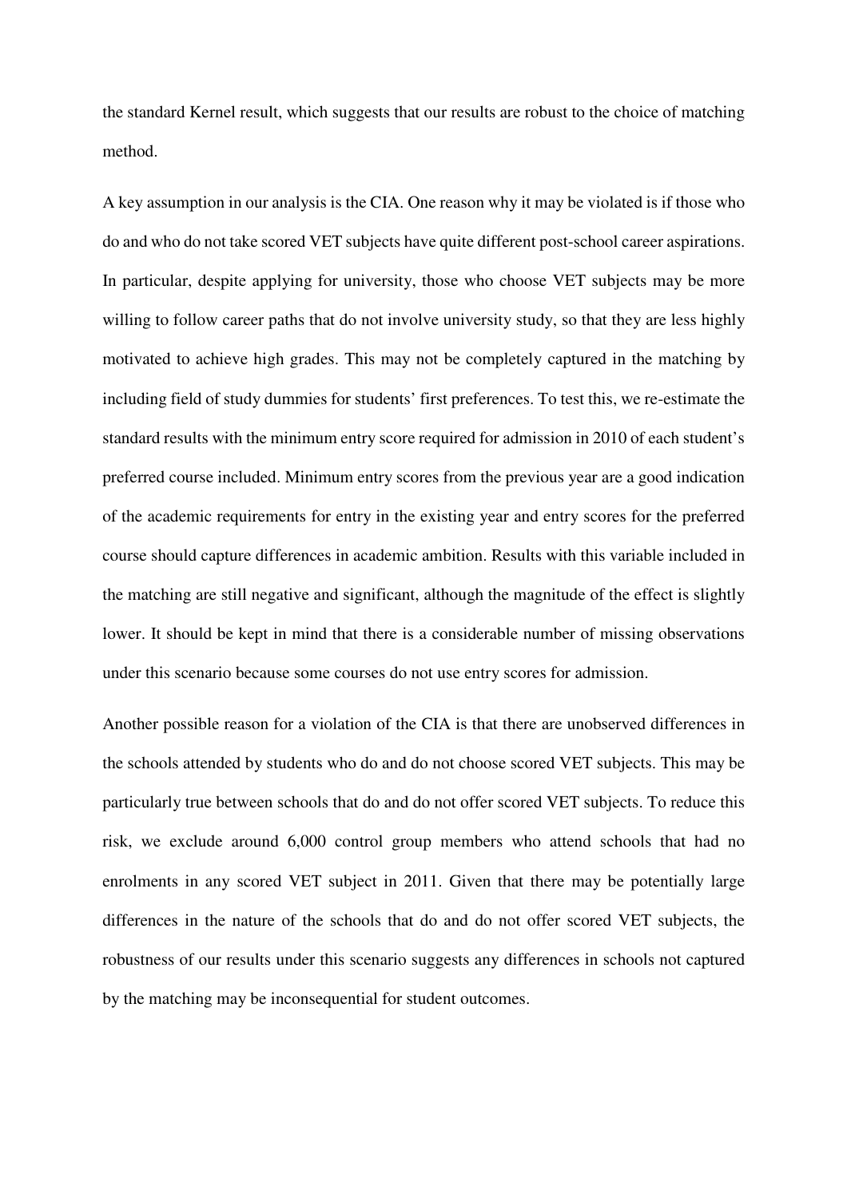the standard Kernel result, which suggests that our results are robust to the choice of matching method.

A key assumption in our analysis is the CIA. One reason why it may be violated is if those who do and who do not take scored VET subjects have quite different post-school career aspirations. In particular, despite applying for university, those who choose VET subjects may be more willing to follow career paths that do not involve university study, so that they are less highly motivated to achieve high grades. This may not be completely captured in the matching by including field of study dummies for students' first preferences. To test this, we re-estimate the standard results with the minimum entry score required for admission in 2010 of each student's preferred course included. Minimum entry scores from the previous year are a good indication of the academic requirements for entry in the existing year and entry scores for the preferred course should capture differences in academic ambition. Results with this variable included in the matching are still negative and significant, although the magnitude of the effect is slightly lower. It should be kept in mind that there is a considerable number of missing observations under this scenario because some courses do not use entry scores for admission.

Another possible reason for a violation of the CIA is that there are unobserved differences in the schools attended by students who do and do not choose scored VET subjects. This may be particularly true between schools that do and do not offer scored VET subjects. To reduce this risk, we exclude around 6,000 control group members who attend schools that had no enrolments in any scored VET subject in 2011. Given that there may be potentially large differences in the nature of the schools that do and do not offer scored VET subjects, the robustness of our results under this scenario suggests any differences in schools not captured by the matching may be inconsequential for student outcomes.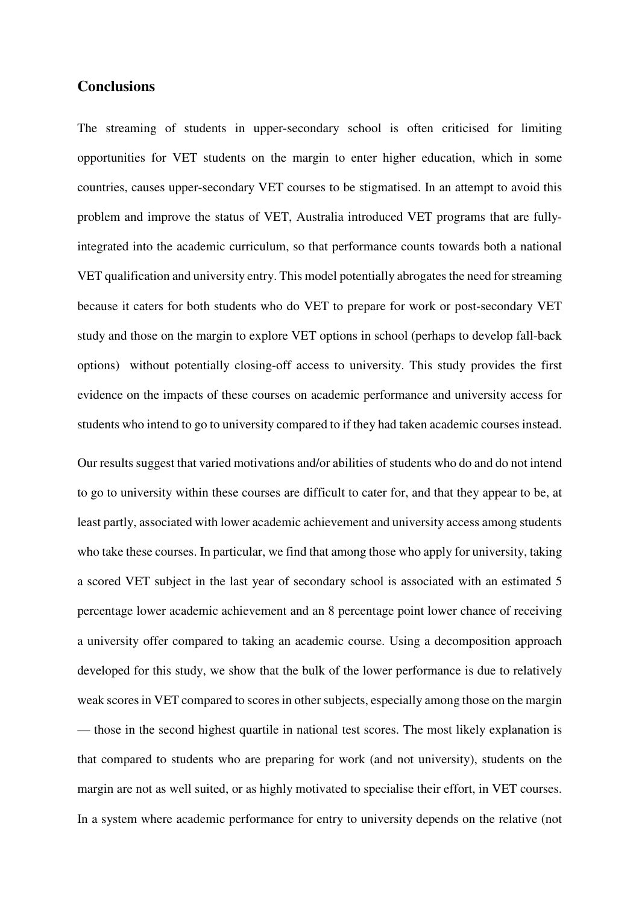## Conclusions

The streaming of students in upper-secondary school is often criticised for limiting opportunities for VET students on the margin to enter higher education, which in some countries, causes upper-secondary VET courses to be stigmatised. In an attempt to avoid this problem and improve the status of VET, Australia introduced VET programs that are fully-integrated into the academic curriculum, so that performance counts towards both a national VET qualification and university entry. This model potentially abrogates the need for streaming because it caters for both students who do VET to prepare for work or post-secondary VET study and those on the margin to explore VET options in school (perhaps to develop fall-back options) without potentially closing-off access to university. This study provides the first evidence on the impacts of these courses on academic performance and university access for students who intend to go to university compared to if they had taken academic courses instead.

Our results suggest that varied motivations and/or abilities of students who do and do not intend to go to university within these courses are difficult to cater for, and that they appear to be, at least partly, associated with lower academic achievement and university access among students who take these courses. In particular, we find that among those who apply for university, taking a scored VET subject in the last year of secondary school is associated with an estimated 5 percentage lower academic achievement and an 8 percentage point lower chance of receiving a university offer compared to taking an academic course. Using a decomposition approach developed for this study, we show that the bulk of the lower performance is due to relatively weak scores in VET compared to scores in other subjects, especially among those on the margin — those in the second highest quartile in national test scores. The most likely explanation is that compared to students who are preparing for work (and not university), students on the margin are not as well suited, or as highly motivated to specialise their effort, in VET courses. In a system where academic performance for entry to university depends on the relative (not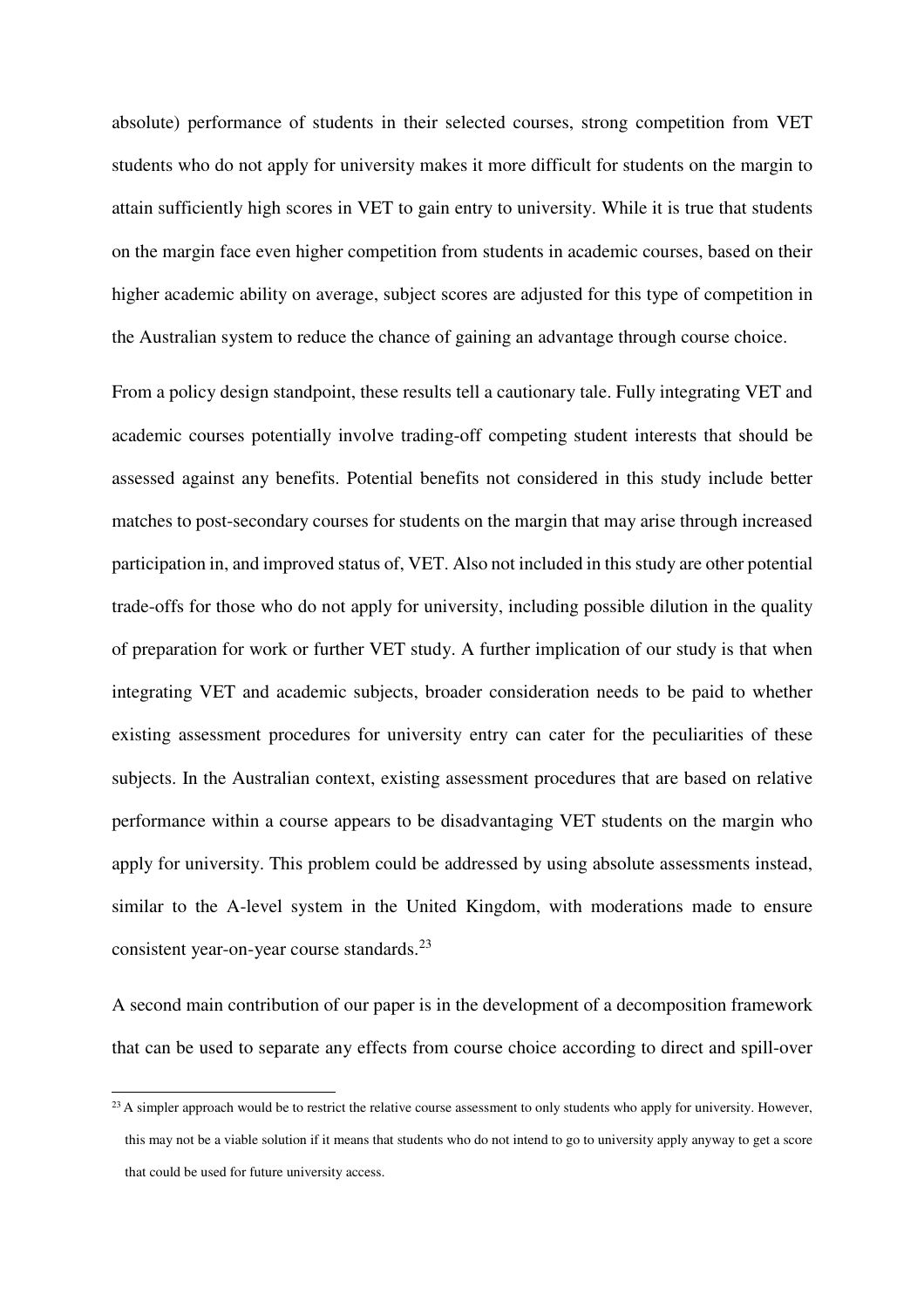absolute) performance of students in their selected courses, strong competition from VET students who do not apply for university makes it more difficult for students on the margin to attain sufficiently high scores in VET to gain entry to university. While it is true that students on the margin face even higher competition from students in academic courses, based on their higher academic ability on average, subject scores are adjusted for this type of competition in the Australian system to reduce the chance of gaining an advantage through course choice.

From a policy design standpoint, these results tell a cautionary tale. Fully integrating VET and academic courses potentially involve trading-off competing student interests that should be assessed against any benefits. Potential benefits not considered in this study include better matches to post-secondary courses for students on the margin that may arise through increased participation in, and improved status of, VET. Also not included in this study are other potential trade-offs for those who do not apply for university, including possible dilution in the quality of preparation for work or further VET study. A further implication of our study is that when integrating VET and academic subjects, broader consideration needs to be paid to whether existing assessment procedures for university entry can cater for the peculiarities of these subjects. In the Australian context, existing assessment procedures that are based on relative performance within a course appears to be disadvantaging VET students on the margin who apply for university. This problem could be addressed by using absolute assessments instead, similar to the A-level system in the United Kingdom, with moderations made to ensure consistent year-on-year course standards.[23]

A second main contribution of our paper is in the development of a decomposition framework that can be used to separate any effects from course choice according to direct and spill-over

[23] A simpler approach would be to restrict the relative course assessment to only students who apply for university. However, this may not be a viable solution if it means that students who do not intend to go to university apply anyway to get a score that could be used for future university access.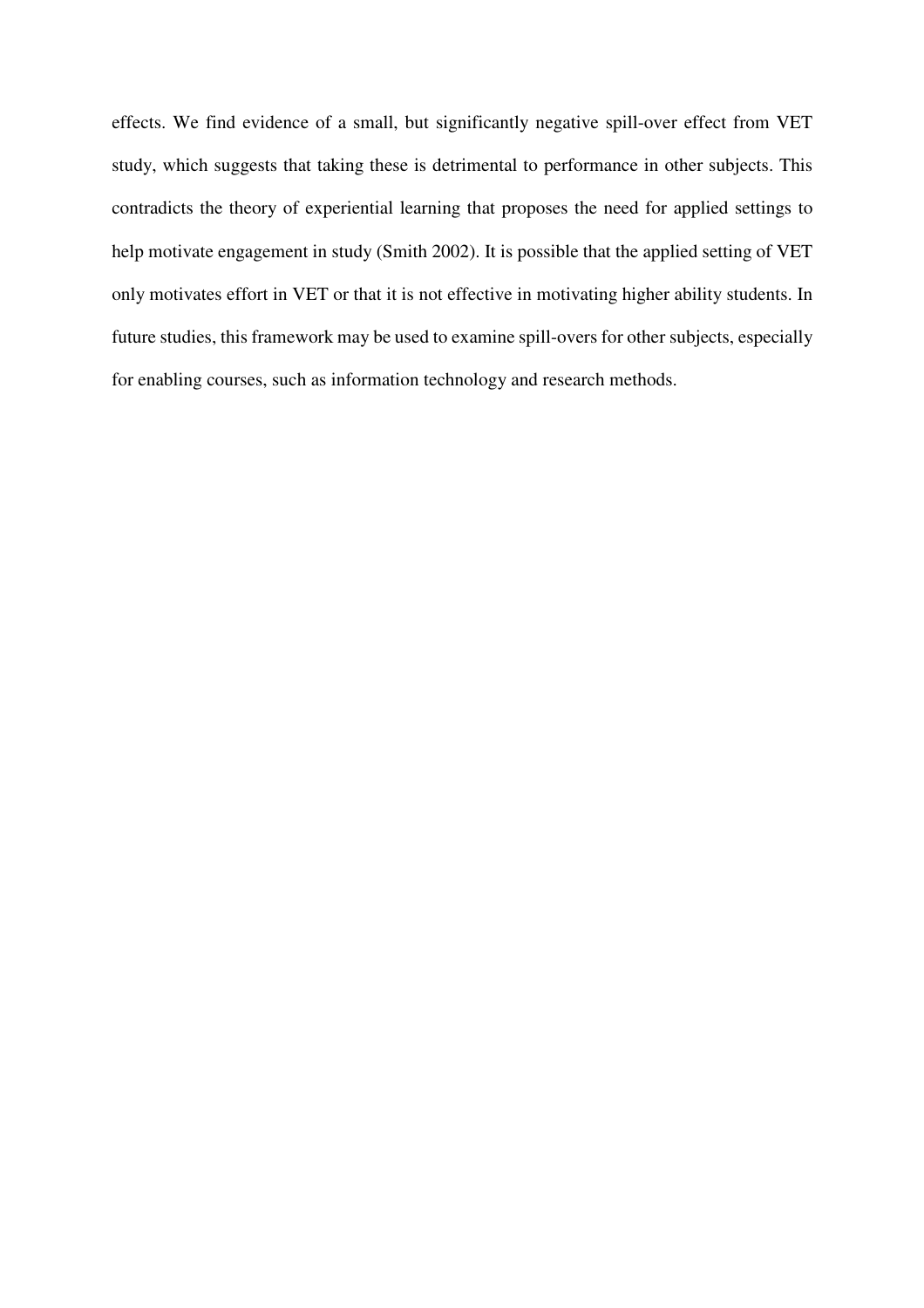effects. We find evidence of a small, but significantly negative spill-over effect from VET study, which suggests that taking these is detrimental to performance in other subjects. This contradicts the theory of experiential learning that proposes the need for applied settings to help motivate engagement in study (Smith 2002). It is possible that the applied setting of VET only motivates effort in VET or that it is not effective in motivating higher ability students. In future studies, this framework may be used to examine spill-overs for other subjects, especially for enabling courses, such as information technology and research methods.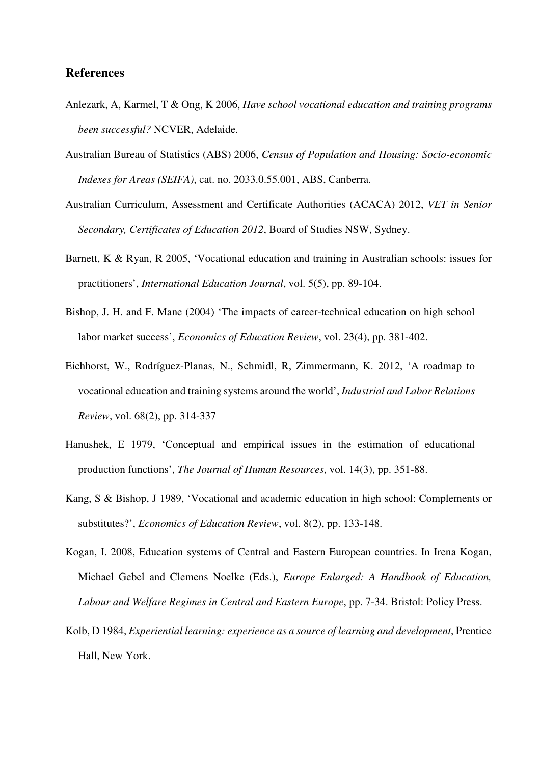## References

Anlezark, A, Karmel, T & Ong, K 2006, *Have school vocational education and training programs been successful?* NCVER, Adelaide.

Australian Bureau of Statistics (ABS) 2006, *Census of Population and Housing: Socio-economic Indexes for Areas (SEIFA)*, cat. no. 2033.0.55.001, ABS, Canberra.

Australian Curriculum, Assessment and Certificate Authorities (ACACA) 2012, *VET in Senior Secondary, Certificates of Education 2012*, Board of Studies NSW, Sydney.

Barnett, K & Ryan, R 2005, 'Vocational education and training in Australian schools: issues for practitioners', *International Education Journal*, vol. 5(5), pp. 89-104.

Bishop, J. H. and F. Mane (2004) 'The impacts of career-technical education on high school labor market success', *Economics of Education Review*, vol. 23(4), pp. 381-402.

Eichhorst, W., Rodríguez-Planas, N., Schmidl, R, Zimmermann, K. 2012, 'A roadmap to vocational education and training systems around the world', *Industrial and Labor Relations Review*, vol. 68(2), pp. 314-337

Hanushek, E 1979, 'Conceptual and empirical issues in the estimation of educational production functions', *The Journal of Human Resources*, vol. 14(3), pp. 351-88.

Kang, S & Bishop, J 1989, 'Vocational and academic education in high school: Complements or substitutes?', *Economics of Education Review*, vol. 8(2), pp. 133-148.

Kogan, I. 2008, Education systems of Central and Eastern European countries. In Irena Kogan, Michael Gebel and Clemens Noelke (Eds.), *Europe Enlarged: A Handbook of Education, Labour and Welfare Regimes in Central and Eastern Europe*, pp. 7-34. Bristol: Policy Press.

Kolb, D 1984, *Experiential learning: experience as a source of learning and development*, Prentice Hall, New York.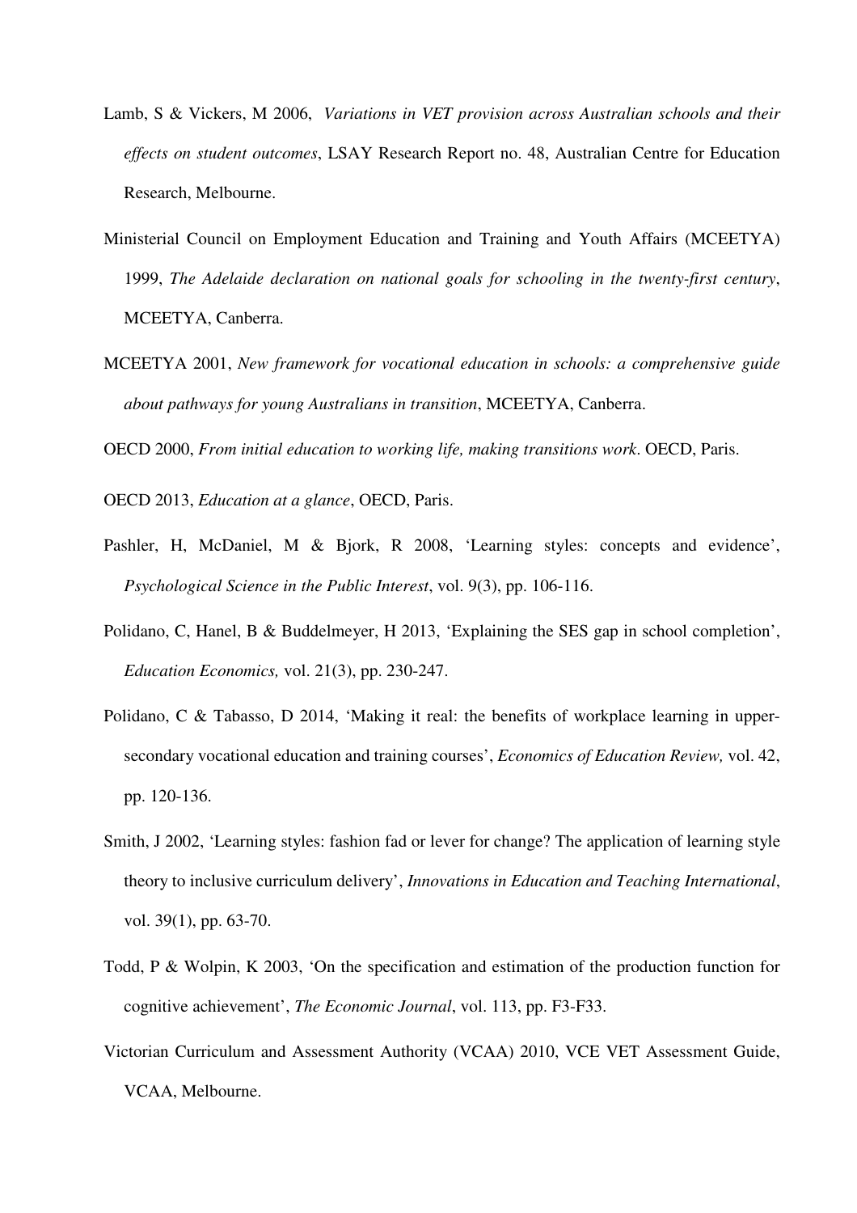Lamb, S & Vickers, M 2006, *Variations in VET provision across Australian schools and their effects on student outcomes*, LSAY Research Report no. 48, Australian Centre for Education Research, Melbourne.

Ministerial Council on Employment Education and Training and Youth Affairs (MCEETYA) 1999, *The Adelaide declaration on national goals for schooling in the twenty-first century*, MCEETYA, Canberra.

MCEETYA 2001, *New framework for vocational education in schools: a comprehensive guide about pathways for young Australians in transition*, MCEETYA, Canberra.

OECD 2000, *From initial education to working life, making transitions work*. OECD, Paris.

OECD 2013, *Education at a glance*, OECD, Paris.

Pashler, H, McDaniel, M & Bjork, R 2008, 'Learning styles: concepts and evidence', *Psychological Science in the Public Interest*, vol. 9(3), pp. 106-116.

Polidano, C, Hanel, B & Buddelmeyer, H 2013, 'Explaining the SES gap in school completion', *Education Economics,* vol. 21(3), pp. 230-247.

Polidano, C & Tabasso, D 2014, 'Making it real: the benefits of workplace learning in upper-secondary vocational education and training courses', *Economics of Education Review,* vol. 42, pp. 120-136.

Smith, J 2002, 'Learning styles: fashion fad or lever for change? The application of learning style theory to inclusive curriculum delivery', *Innovations in Education and Teaching International*, vol. 39(1), pp. 63-70.

Todd, P & Wolpin, K 2003, 'On the specification and estimation of the production function for cognitive achievement', *The Economic Journal*, vol. 113, pp. F3-F33.

Victorian Curriculum and Assessment Authority (VCAA) 2010, VCE VET Assessment Guide, VCAA, Melbourne.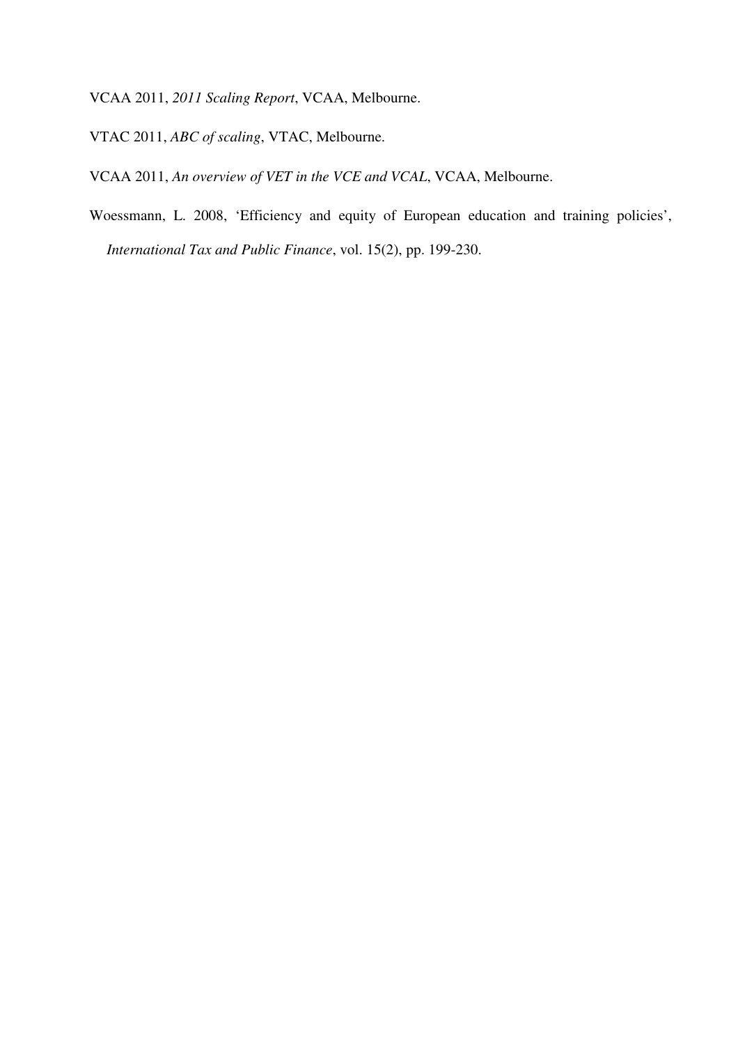VCAA 2011, *2011 Scaling Report*, VCAA, Melbourne.

VTAC 2011, *ABC of scaling*, VTAC, Melbourne.

VCAA 2011, *An overview of VET in the VCE and VCAL*, VCAA, Melbourne.

Woessmann, L. 2008, 'Efficiency and equity of European education and training policies', *International Tax and Public Finance*, vol. 15(2), pp. 199-230.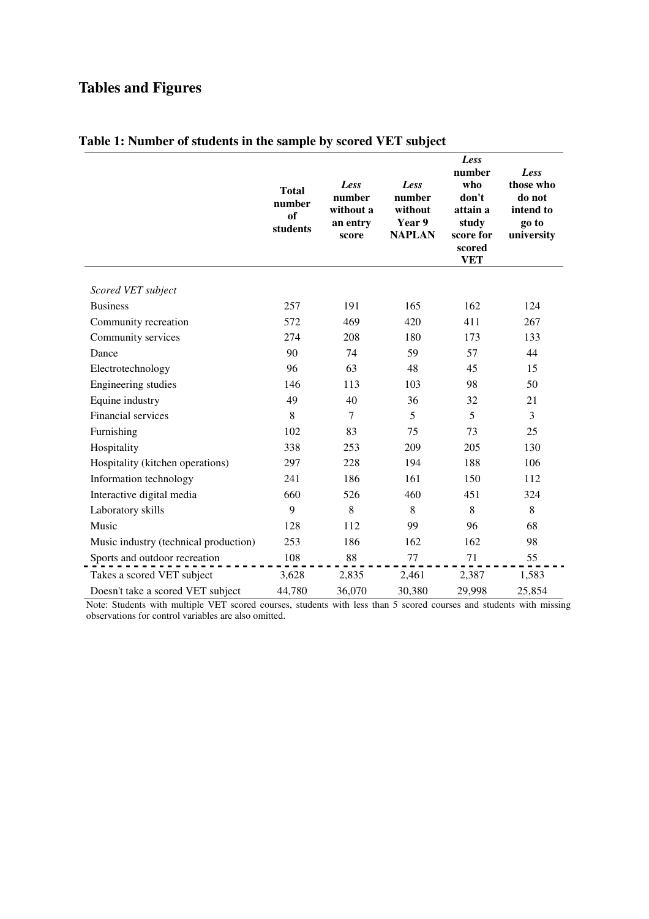# Tables and Figures

**Table 1: Number of students in the sample by scored VET subject**

| | **Total number of students** | ***Less* number without a an entry score** | ***Less* number without Year 9 NAPLAN** | ***Less* number who don't attain a study score for scored VET** | ***Less* those who do not intend to go to university** |
|---|---|---|---|---|---|
| *Scored VET subject* | | | | | |
| Business | 257 | 191 | 165 | 162 | 124 |
| Community recreation | 572 | 469 | 420 | 411 | 267 |
| Community services | 274 | 208 | 180 | 173 | 133 |
| Dance | 90 | 74 | 59 | 57 | 44 |
| Electrotechnology | 96 | 63 | 48 | 45 | 15 |
| Engineering studies | 146 | 113 | 103 | 98 | 50 |
| Equine industry | 49 | 40 | 36 | 32 | 21 |
| Financial services | 8 | 7 | 5 | 5 | 3 |
| Furnishing | 102 | 83 | 75 | 73 | 25 |
| Hospitality | 338 | 253 | 209 | 205 | 130 |
| Hospitality (kitchen operations) | 297 | 228 | 194 | 188 | 106 |
| Information technology | 241 | 186 | 161 | 150 | 112 |
| Interactive digital media | 660 | 526 | 460 | 451 | 324 |
| Laboratory skills | 9 | 8 | 8 | 8 | 8 |
| Music | 128 | 112 | 99 | 96 | 68 |
| Music industry (technical production) | 253 | 186 | 162 | 162 | 98 |
| Sports and outdoor recreation | 108 | 88 | 77 | 71 | 55 |
| Takes a scored VET subject | 3,628 | 2,835 | 2,461 | 2,387 | 1,583 |
| Doesn't take a scored VET subject | 44,780 | 36,070 | 30,380 | 29,998 | 25,854 |

Note: Students with multiple VET scored courses, students with less than 5 scored courses and students with missing observations for control variables are also omitted.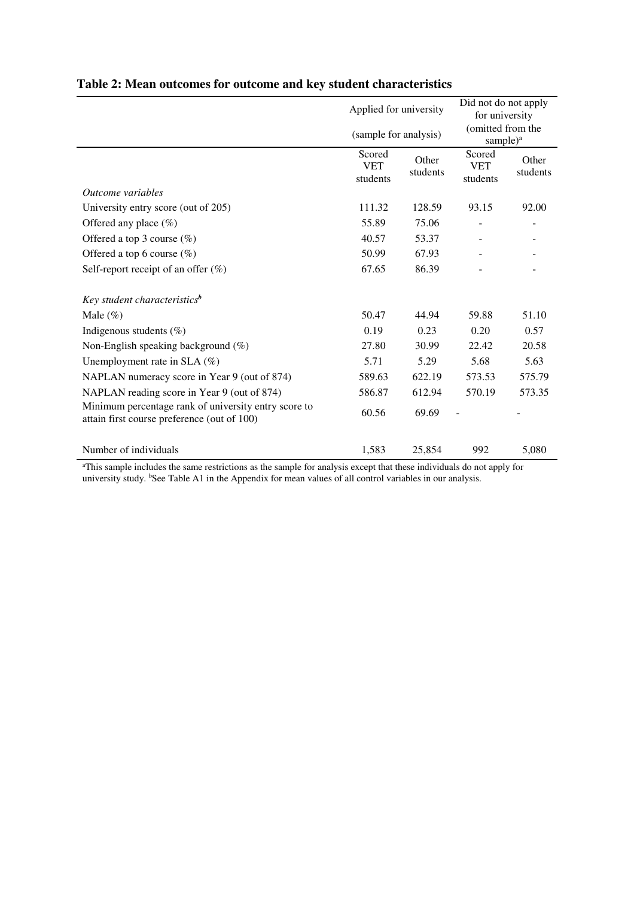**Table 2: Mean outcomes for outcome and key student characteristics**

| | Applied for university (sample for analysis) | | Did not do not apply for university (omitted from the sample)[a] | |
|---|---|---|---|---|
| | Scored VET students | Other students | Scored VET students | Other students |
| *Outcome variables* | | | | |
| University entry score (out of 205) | 111.32 | 128.59 | 93.15 | 92.00 |
| Offered any place (%) | 55.89 | 75.06 | - | - |
| Offered a top 3 course (%) | 40.57 | 53.37 | - | - |
| Offered a top 6 course (%) | 50.99 | 67.93 | - | - |
| Self-report receipt of an offer (%) | 67.65 | 86.39 | - | - |
| *Key student characteristics[b]* | | | | |
| Male (%) | 50.47 | 44.94 | 59.88 | 51.10 |
| Indigenous students (%) | 0.19 | 0.23 | 0.20 | 0.57 |
| Non-English speaking background (%) | 27.80 | 30.99 | 22.42 | 20.58 |
| Unemployment rate in SLA (%) | 5.71 | 5.29 | 5.68 | 5.63 |
| NAPLAN numeracy score in Year 9 (out of 874) | 589.63 | 622.19 | 573.53 | 575.79 |
| NAPLAN reading score in Year 9 (out of 874) | 586.87 | 612.94 | 570.19 | 573.35 |
| Minimum percentage rank of university entry score to attain first course preference (out of 100) | 60.56 | 69.69 | - | - |
| Number of individuals | 1,583 | 25,854 | 992 | 5,080 |

[a]This sample includes the same restrictions as the sample for analysis except that these individuals do not apply for university study. [b]See Table A1 in the Appendix for mean values of all control variables in our analysis.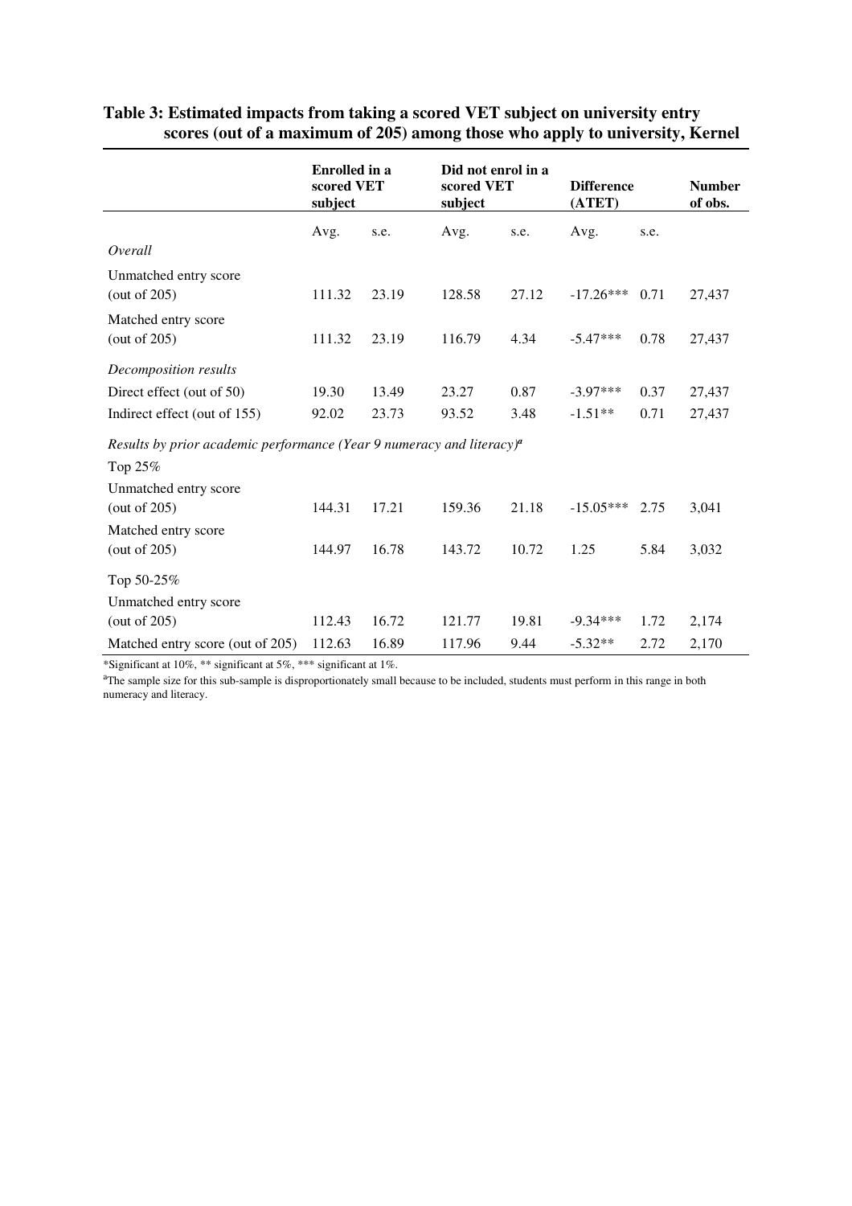**Table 3: Estimated impacts from taking a scored VET subject on university entry scores (out of a maximum of 205) among those who apply to university, Kernel**

| | **Enrolled in a scored VET subject** | | **Did not enrol in a scored VET subject** | | **Difference (ATET)** | | **Number of obs.** |
|---|---|---|---|---|---|---|---|
| | Avg. | s.e. | Avg. | s.e. | Avg. | s.e. | |
| *Overall* | | | | | | | |
| Unmatched entry score (out of 205) | 111.32 | 23.19 | 128.58 | 27.12 | -17.26*** | 0.71 | 27,437 |
| Matched entry score (out of 205) | 111.32 | 23.19 | 116.79 | 4.34 | -5.47*** | 0.78 | 27,437 |
| *Decomposition results* | | | | | | | |
| Direct effect (out of 50) | 19.30 | 13.49 | 23.27 | 0.87 | -3.97*** | 0.37 | 27,437 |
| Indirect effect (out of 155) | 92.02 | 23.73 | 93.52 | 3.48 | -1.51** | 0.71 | 27,437 |
| *Results by prior academic performance (Year 9 numeracy and literacy)*[a] | | | | | | | |
| Top 25% | | | | | | | |
| Unmatched entry score (out of 205) | 144.31 | 17.21 | 159.36 | 21.18 | -15.05*** | 2.75 | 3,041 |
| Matched entry score (out of 205) | 144.97 | 16.78 | 143.72 | 10.72 | 1.25 | 5.84 | 3,032 |
| Top 50-25% | | | | | | | |
| Unmatched entry score (out of 205) | 112.43 | 16.72 | 121.77 | 19.81 | -9.34*** | 1.72 | 2,174 |
| Matched entry score (out of 205) | 112.63 | 16.89 | 117.96 | 9.44 | -5.32** | 2.72 | 2,170 |

*Significant at 10%, ** significant at 5%, *** significant at 1%.

[a]The sample size for this sub-sample is disproportionately small because to be included, students must perform in this range in both numeracy and literacy.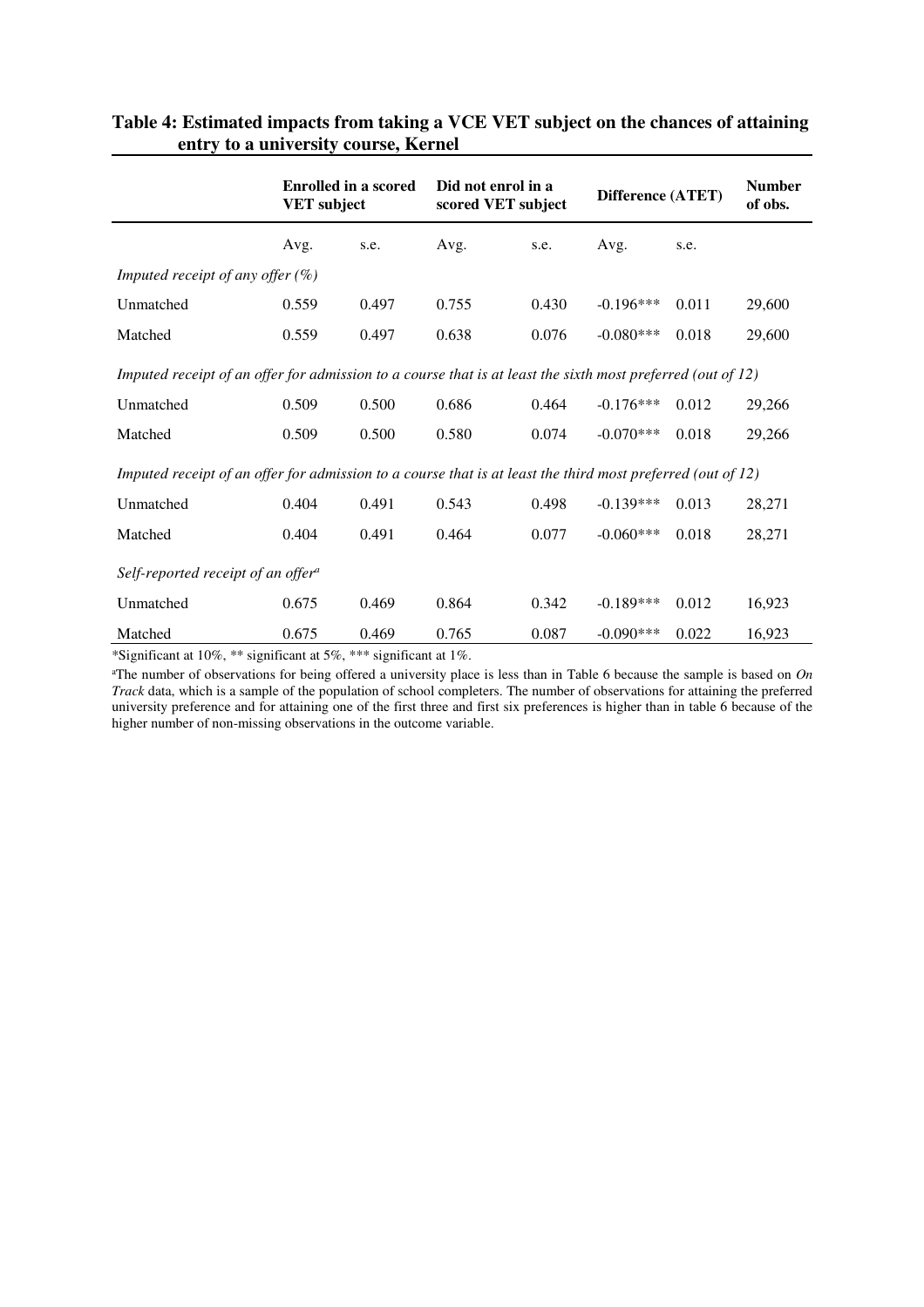**Table 4: Estimated impacts from taking a VCE VET subject on the chances of attaining entry to a university course, Kernel**

| | Enrolled in a scored VET subject | | Did not enrol in a scored VET subject | | Difference (ATET) | | Number of obs. |
|---|---|---|---|---|---|---|---|
| | Avg. | s.e. | Avg. | s.e. | Avg. | s.e. | |
| *Imputed receipt of any offer (%)* | | | | | | | |
| Unmatched | 0.559 | 0.497 | 0.755 | 0.430 | -0.196*** | 0.011 | 29,600 |
| Matched | 0.559 | 0.497 | 0.638 | 0.076 | -0.080*** | 0.018 | 29,600 |
| *Imputed receipt of an offer for admission to a course that is at least the sixth most preferred (out of 12)* | | | | | | | |
| Unmatched | 0.509 | 0.500 | 0.686 | 0.464 | -0.176*** | 0.012 | 29,266 |
| Matched | 0.509 | 0.500 | 0.580 | 0.074 | -0.070*** | 0.018 | 29,266 |
| *Imputed receipt of an offer for admission to a course that is at least the third most preferred (out of 12)* | | | | | | | |
| Unmatched | 0.404 | 0.491 | 0.543 | 0.498 | -0.139*** | 0.013 | 28,271 |
| Matched | 0.404 | 0.491 | 0.464 | 0.077 | -0.060*** | 0.018 | 28,271 |
| *Self-reported receipt of an offer*[a] | | | | | | | |
| Unmatched | 0.675 | 0.469 | 0.864 | 0.342 | -0.189*** | 0.012 | 16,923 |
| Matched | 0.675 | 0.469 | 0.765 | 0.087 | -0.090*** | 0.022 | 16,923 |

*Significant at 10%, ** significant at 5%, *** significant at 1%.

[a]The number of observations for being offered a university place is less than in Table 6 because the sample is based on *On Track* data, which is a sample of the population of school completers. The number of observations for attaining the preferred university preference and for attaining one of the first three and first six preferences is higher than in table 6 because of the higher number of non-missing observations in the outcome variable.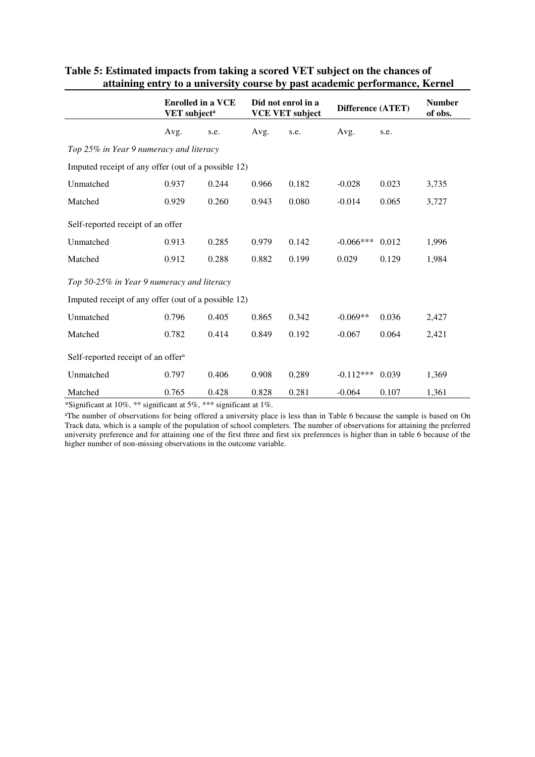**Table 5: Estimated impacts from taking a scored VET subject on the chances of attaining entry to a university course by past academic performance, Kernel**

| | Enrolled in a VCE VET subject[a] | | Did not enrol in a VCE VET subject | | Difference (ATET) | | Number of obs. |
|---|---|---|---|---|---|---|---|
| | Avg. | s.e. | Avg. | s.e. | Avg. | s.e. | |
| *Top 25% in Year 9 numeracy and literacy* | | | | | | | |
| Imputed receipt of any offer (out of a possible 12) | | | | | | | |
| Unmatched | 0.937 | 0.244 | 0.966 | 0.182 | -0.028 | 0.023 | 3,735 |
| Matched | 0.929 | 0.260 | 0.943 | 0.080 | -0.014 | 0.065 | 3,727 |
| Self-reported receipt of an offer | | | | | | | |
| Unmatched | 0.913 | 0.285 | 0.979 | 0.142 | -0.066*** | 0.012 | 1,996 |
| Matched | 0.912 | 0.288 | 0.882 | 0.199 | 0.029 | 0.129 | 1,984 |
| *Top 50-25% in Year 9 numeracy and literacy* | | | | | | | |
| Imputed receipt of any offer (out of a possible 12) | | | | | | | |
| Unmatched | 0.796 | 0.405 | 0.865 | 0.342 | -0.069** | 0.036 | 2,427 |
| Matched | 0.782 | 0.414 | 0.849 | 0.192 | -0.067 | 0.064 | 2,421 |
| Self-reported receipt of an offer[a] | | | | | | | |
| Unmatched | 0.797 | 0.406 | 0.908 | 0.289 | -0.112*** | 0.039 | 1,369 |
| Matched | 0.765 | 0.428 | 0.828 | 0.281 | -0.064 | 0.107 | 1,361 |

*Significant at 10%, ** significant at 5%, *** significant at 1%.

[a]The number of observations for being offered a university place is less than in Table 6 because the sample is based on On Track data, which is a sample of the population of school completers. The number of observations for attaining the preferred university preference and for attaining one of the first three and first six preferences is higher than in table 6 because of the higher number of non-missing observations in the outcome variable.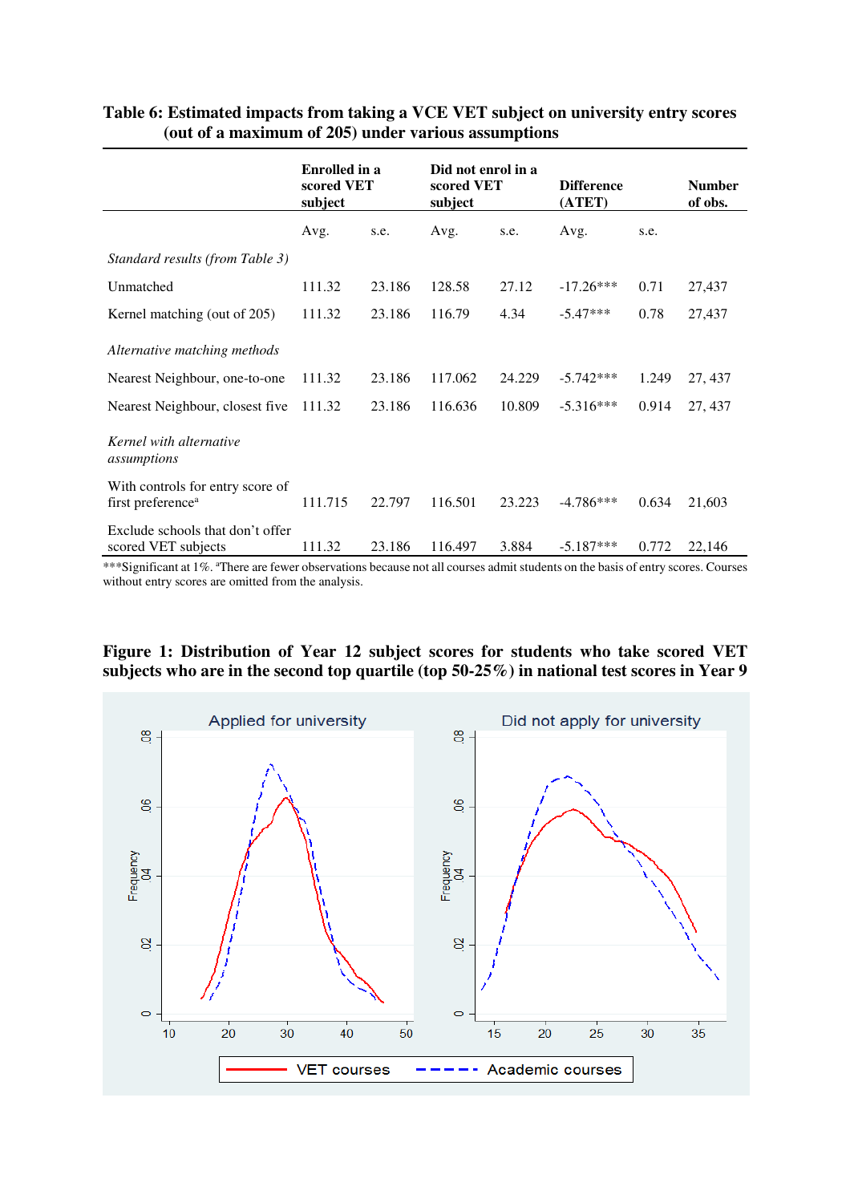**Table 6: Estimated impacts from taking a VCE VET subject on university entry scores (out of a maximum of 205) under various assumptions**

| | Enrolled in a scored VET subject | | Did not enrol in a scored VET subject | | Difference (ATET) | | Number of obs. |
|---|---|---|---|---|---|---|---|
| | Avg. | s.e. | Avg. | s.e. | Avg. | s.e. | |
| *Standard results (from Table 3)* | | | | | | | |
| Unmatched | 111.32 | 23.186 | 128.58 | 27.12 | -17.26*** | 0.71 | 27,437 |
| Kernel matching (out of 205) | 111.32 | 23.186 | 116.79 | 4.34 | -5.47*** | 0.78 | 27,437 |
| *Alternative matching methods* | | | | | | | |
| Nearest Neighbour, one-to-one | 111.32 | 23.186 | 117.062 | 24.229 | -5.742*** | 1.249 | 27, 437 |
| Nearest Neighbour, closest five | 111.32 | 23.186 | 116.636 | 10.809 | -5.316*** | 0.914 | 27, 437 |
| *Kernel with alternative assumptions* | | | | | | | |
| With controls for entry score of first preference[a] | 111.715 | 22.797 | 116.501 | 23.223 | -4.786*** | 0.634 | 21,603 |
| Exclude schools that don't offer scored VET subjects | 111.32 | 23.186 | 116.497 | 3.884 | -5.187*** | 0.772 | 22,146 |

***Significant at 1%. [a]There are fewer observations because not all courses admit students on the basis of entry scores. Courses without entry scores are omitted from the analysis.

**Figure 1: Distribution of Year 12 subject scores for students who take scored VET subjects who are in the second top quartile (top 50-25%) in national test scores in Year 9**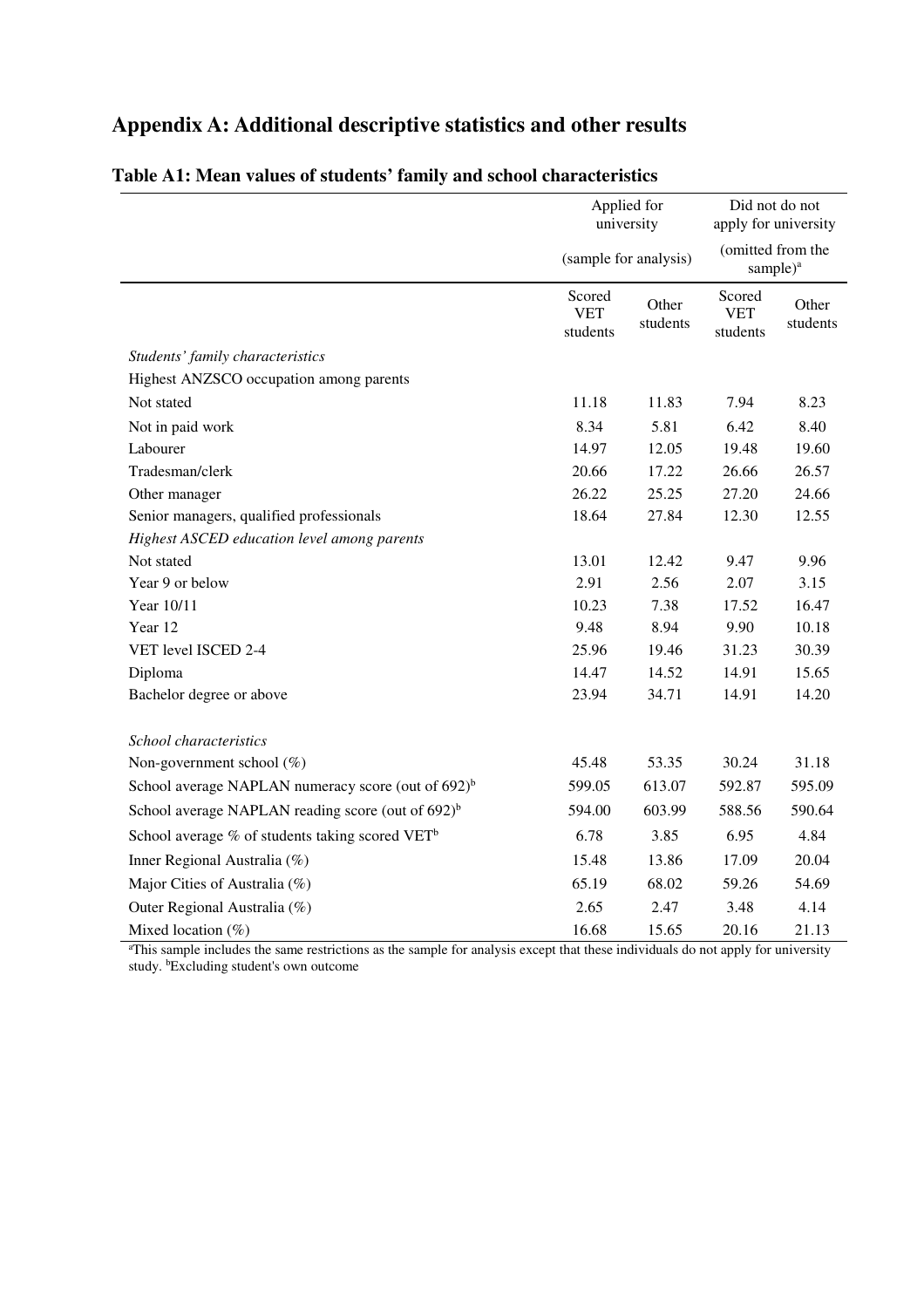# Appendix A: Additional descriptive statistics and other results

**Table A1: Mean values of students' family and school characteristics**

| | Applied for university | | Did not do not apply for university | |
|---|---|---|---|---|
| | (sample for analysis) | | (omitted from the sample)[a] | |
| | Scored VET students | Other students | Scored VET students | Other students |
| *Students' family characteristics* | | | | |
| Highest ANZSCO occupation among parents | | | | |
| Not stated | 11.18 | 11.83 | 7.94 | 8.23 |
| Not in paid work | 8.34 | 5.81 | 6.42 | 8.40 |
| Labourer | 14.97 | 12.05 | 19.48 | 19.60 |
| Tradesman/clerk | 20.66 | 17.22 | 26.66 | 26.57 |
| Other manager | 26.22 | 25.25 | 27.20 | 24.66 |
| Senior managers, qualified professionals | 18.64 | 27.84 | 12.30 | 12.55 |
| *Highest ASCED education level among parents* | | | | |
| Not stated | 13.01 | 12.42 | 9.47 | 9.96 |
| Year 9 or below | 2.91 | 2.56 | 2.07 | 3.15 |
| Year 10/11 | 10.23 | 7.38 | 17.52 | 16.47 |
| Year 12 | 9.48 | 8.94 | 9.90 | 10.18 |
| VET level ISCED 2-4 | 25.96 | 19.46 | 31.23 | 30.39 |
| Diploma | 14.47 | 14.52 | 14.91 | 15.65 |
| Bachelor degree or above | 23.94 | 34.71 | 14.91 | 14.20 |
| | | | | |
| *School characteristics* | | | | |
| Non-government school (%) | 45.48 | 53.35 | 30.24 | 31.18 |
| School average NAPLAN numeracy score (out of 692)[b] | 599.05 | 613.07 | 592.87 | 595.09 |
| School average NAPLAN reading score (out of 692)[b] | 594.00 | 603.99 | 588.56 | 590.64 |
| School average % of students taking scored VET[b] | 6.78 | 3.85 | 6.95 | 4.84 |
| Inner Regional Australia (%) | 15.48 | 13.86 | 17.09 | 20.04 |
| Major Cities of Australia (%) | 65.19 | 68.02 | 59.26 | 54.69 |
| Outer Regional Australia (%) | 2.65 | 2.47 | 3.48 | 4.14 |
| Mixed location (%) | 16.68 | 15.65 | 20.16 | 21.13 |

[a]This sample includes the same restrictions as the sample for analysis except that these individuals do not apply for university study. [b]Excluding student's own outcome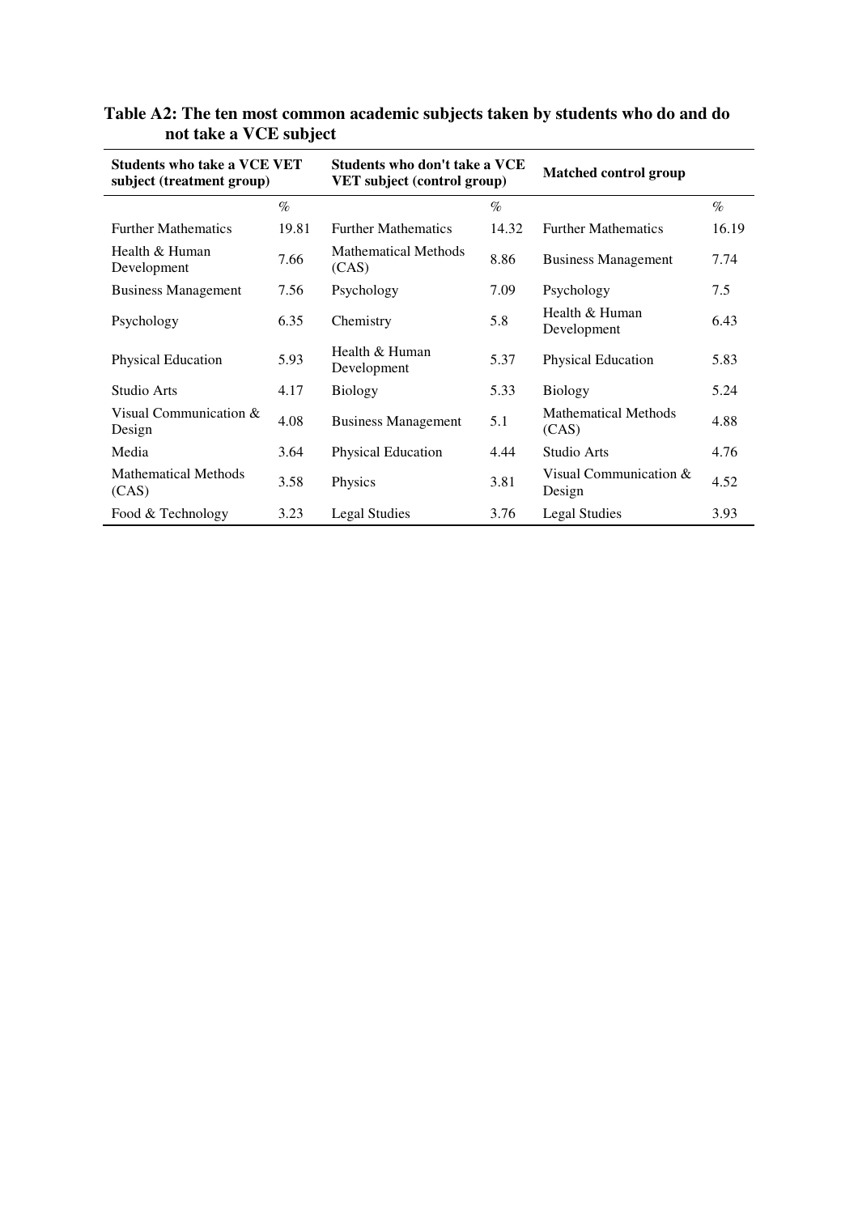**Table A2: The ten most common academic subjects taken by students who do and do not take a VCE subject**

| Students who take a VCE VET subject (treatment group) | | Students who don't take a VCE VET subject (control group) | | Matched control group | |
|---|---|---|---|---|---|
| | % | | % | | % |
| Further Mathematics | 19.81 | Further Mathematics | 14.32 | Further Mathematics | 16.19 |
| Health & Human Development | 7.66 | Mathematical Methods (CAS) | 8.86 | Business Management | 7.74 |
| Business Management | 7.56 | Psychology | 7.09 | Psychology | 7.5 |
| Psychology | 6.35 | Chemistry | 5.8 | Health & Human Development | 6.43 |
| Physical Education | 5.93 | Health & Human Development | 5.37 | Physical Education | 5.83 |
| Studio Arts | 4.17 | Biology | 5.33 | Biology | 5.24 |
| Visual Communication & Design | 4.08 | Business Management | 5.1 | Mathematical Methods (CAS) | 4.88 |
| Media | 3.64 | Physical Education | 4.44 | Studio Arts | 4.76 |
| Mathematical Methods (CAS) | 3.58 | Physics | 3.81 | Visual Communication & Design | 4.52 |
| Food & Technology | 3.23 | Legal Studies | 3.76 | Legal Studies | 3.93 |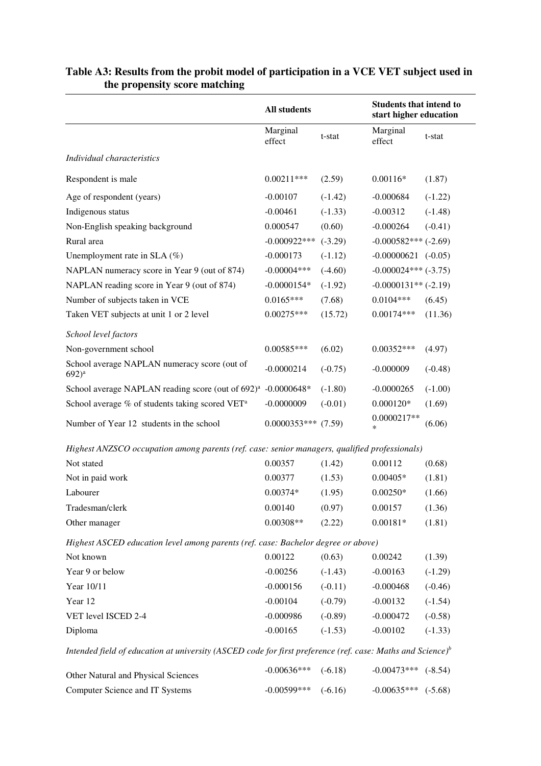**Table A3: Results from the probit model of participation in a VCE VET subject used in the propensity score matching**

| | All students | | Students that intend to start higher education | |
|---|---|---|---|---|
| | Marginal effect | t-stat | Marginal effect | t-stat |
| *Individual characteristics* | | | | |
| Respondent is male | 0.00211*** | (2.59) | 0.00116* | (1.87) |
| Age of respondent (years) | -0.00107 | (-1.42) | -0.000684 | (-1.22) |
| Indigenous status | -0.00461 | (-1.33) | -0.00312 | (-1.48) |
| Non-English speaking background | 0.000547 | (0.60) | -0.000264 | (-0.41) |
| Rural area | -0.000922*** | (-3.29) | -0.000582*** | (-2.69) |
| Unemployment rate in SLA (%) | -0.000173 | (-1.12) | -0.00000621 | (-0.05) |
| NAPLAN numeracy score in Year 9 (out of 874) | -0.00004*** | (-4.60) | -0.000024*** | (-3.75) |
| NAPLAN reading score in Year 9 (out of 874) | -0.0000154* | (-1.92) | -0.0000131** | (-2.19) |
| Number of subjects taken in VCE | 0.0165*** | (7.68) | 0.0104*** | (6.45) |
| Taken VET subjects at unit 1 or 2 level | 0.00275*** | (15.72) | 0.00174*** | (11.36) |
| *School level factors* | | | | |
| Non-government school | 0.00585*** | (6.02) | 0.00352*** | (4.97) |
| School average NAPLAN numeracy score (out of 692)[a] | -0.0000214 | (-0.75) | -0.000009 | (-0.48) |
| School average NAPLAN reading score (out of 692)[a] | -0.0000648* | (-1.80) | -0.0000265 | (-1.00) |
| School average % of students taking scored VET[a] | -0.0000009 | (-0.01) | 0.000120* | (1.69) |
| Number of Year 12 students in the school | 0.0000353*** | (7.59) | 0.0000217*** | (6.06) |
| *Highest ANZSCO occupation among parents (ref. case: senior managers, qualified professionals)* | | | | |
| Not stated | 0.00357 | (1.42) | 0.00112 | (0.68) |
| Not in paid work | 0.00377 | (1.53) | 0.00405* | (1.81) |
| Labourer | 0.00374* | (1.95) | 0.00250* | (1.66) |
| Tradesman/clerk | 0.00140 | (0.97) | 0.00157 | (1.36) |
| Other manager | 0.00308** | (2.22) | 0.00181* | (1.81) |
| *Highest ASCED education level among parents (ref. case: Bachelor degree or above)* | | | | |
| Not known | 0.00122 | (0.63) | 0.00242 | (1.39) |
| Year 9 or below | -0.00256 | (-1.43) | -0.00163 | (-1.29) |
| Year 10/11 | -0.000156 | (-0.11) | -0.000468 | (-0.46) |
| Year 12 | -0.00104 | (-0.79) | -0.00132 | (-1.54) |
| VET level ISCED 2-4 | -0.000986 | (-0.89) | -0.000472 | (-0.58) |
| Diploma | -0.00165 | (-1.53) | -0.00102 | (-1.33) |
| *Intended field of education at university (ASCED code for first preference (ref. case: Maths and Science)[b]* | | | | |
| Other Natural and Physical Sciences | -0.00636*** | (-6.18) | -0.00473*** | (-8.54) |
| Computer Science and IT Systems | -0.00599*** | (-6.16) | -0.00635*** | (-5.68) |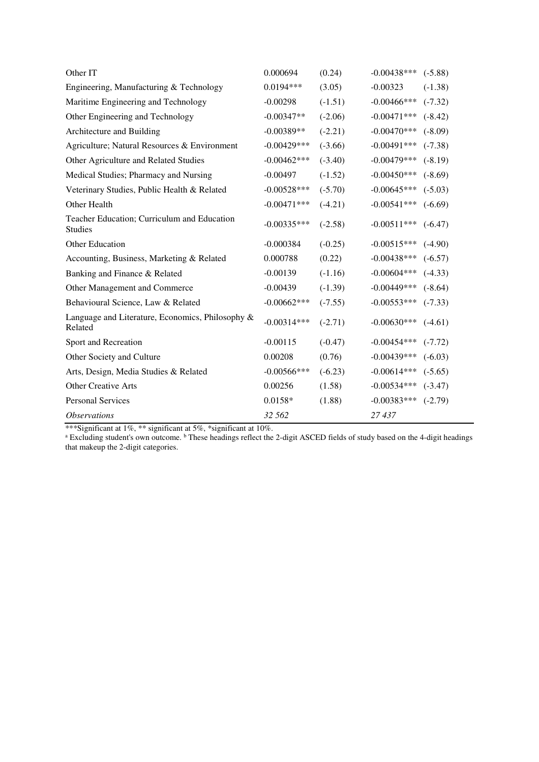| | | | | |
|---|---|---|---|---|
| Other IT | 0.000694 | (0.24) | -0.00438*** | (-5.88) |
| Engineering, Manufacturing & Technology | 0.0194*** | (3.05) | -0.00323 | (-1.38) |
| Maritime Engineering and Technology | -0.00298 | (-1.51) | -0.00466*** | (-7.32) |
| Other Engineering and Technology | -0.00347** | (-2.06) | -0.00471*** | (-8.42) |
| Architecture and Building | -0.00389** | (-2.21) | -0.00470*** | (-8.09) |
| Agriculture; Natural Resources & Environment | -0.00429*** | (-3.66) | -0.00491*** | (-7.38) |
| Other Agriculture and Related Studies | -0.00462*** | (-3.40) | -0.00479*** | (-8.19) |
| Medical Studies; Pharmacy and Nursing | -0.00497 | (-1.52) | -0.00450*** | (-8.69) |
| Veterinary Studies, Public Health & Related | -0.00528*** | (-5.70) | -0.00645*** | (-5.03) |
| Other Health | -0.00471*** | (-4.21) | -0.00541*** | (-6.69) |
| Teacher Education; Curriculum and Education Studies | -0.00335*** | (-2.58) | -0.00511*** | (-6.47) |
| Other Education | -0.000384 | (-0.25) | -0.00515*** | (-4.90) |
| Accounting, Business, Marketing & Related | 0.000788 | (0.22) | -0.00438*** | (-6.57) |
| Banking and Finance & Related | -0.00139 | (-1.16) | -0.00604*** | (-4.33) |
| Other Management and Commerce | -0.00439 | (-1.39) | -0.00449*** | (-8.64) |
| Behavioural Science, Law & Related | -0.00662*** | (-7.55) | -0.00553*** | (-7.33) |
| Language and Literature, Economics, Philosophy & Related | -0.00314*** | (-2.71) | -0.00630*** | (-4.61) |
| Sport and Recreation | -0.00115 | (-0.47) | -0.00454*** | (-7.72) |
| Other Society and Culture | 0.00208 | (0.76) | -0.00439*** | (-6.03) |
| Arts, Design, Media Studies & Related | -0.00566*** | (-6.23) | -0.00614*** | (-5.65) |
| Other Creative Arts | 0.00256 | (1.58) | -0.00534*** | (-3.47) |
| Personal Services | 0.0158* | (1.88) | -0.00383*** | (-2.79) |
| *Observations* | *32 562* | | *27 437* | |

***Significant at 1%, ** significant at 5%, *significant at 10%.

[a] Excluding student's own outcome. [b] These headings reflect the 2-digit ASCED fields of study based on the 4-digit headings that makeup the 2-digit categories.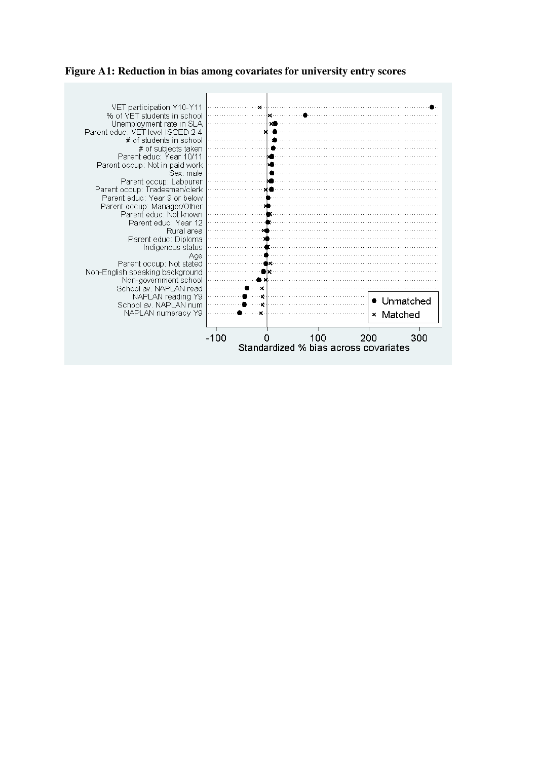**Figure A1: Reduction in bias among covariates for university entry scores**

VET participation Y10-Y11
% of VET students in school
Unemployment rate in SLA
Parent educ: VET level ISCED 2-4
# of students in school
# of subjects taken
Parent educ: Year 10/11
Parent occup: Not in paid work
Sex: male
Parent occup: Labourer
Parent occup: Tradesman/clerk
Parent educ: Year 9 or below
Parent occup: Manager/Other
Parent educ: Not known
Parent educ: Year 12
Rural area
Parent educ: Diploma
Indigenous status
Age
Parent occup: Not stated
Non-English speaking background
Non-government school
School av. NAPLAN read
NAPLAN reading Y9
School av. NAPLAN num
NAPLAN numeracy Y9

● Unmatched
× Matched

-100 0 100 200 300

Standardized % bias across covariates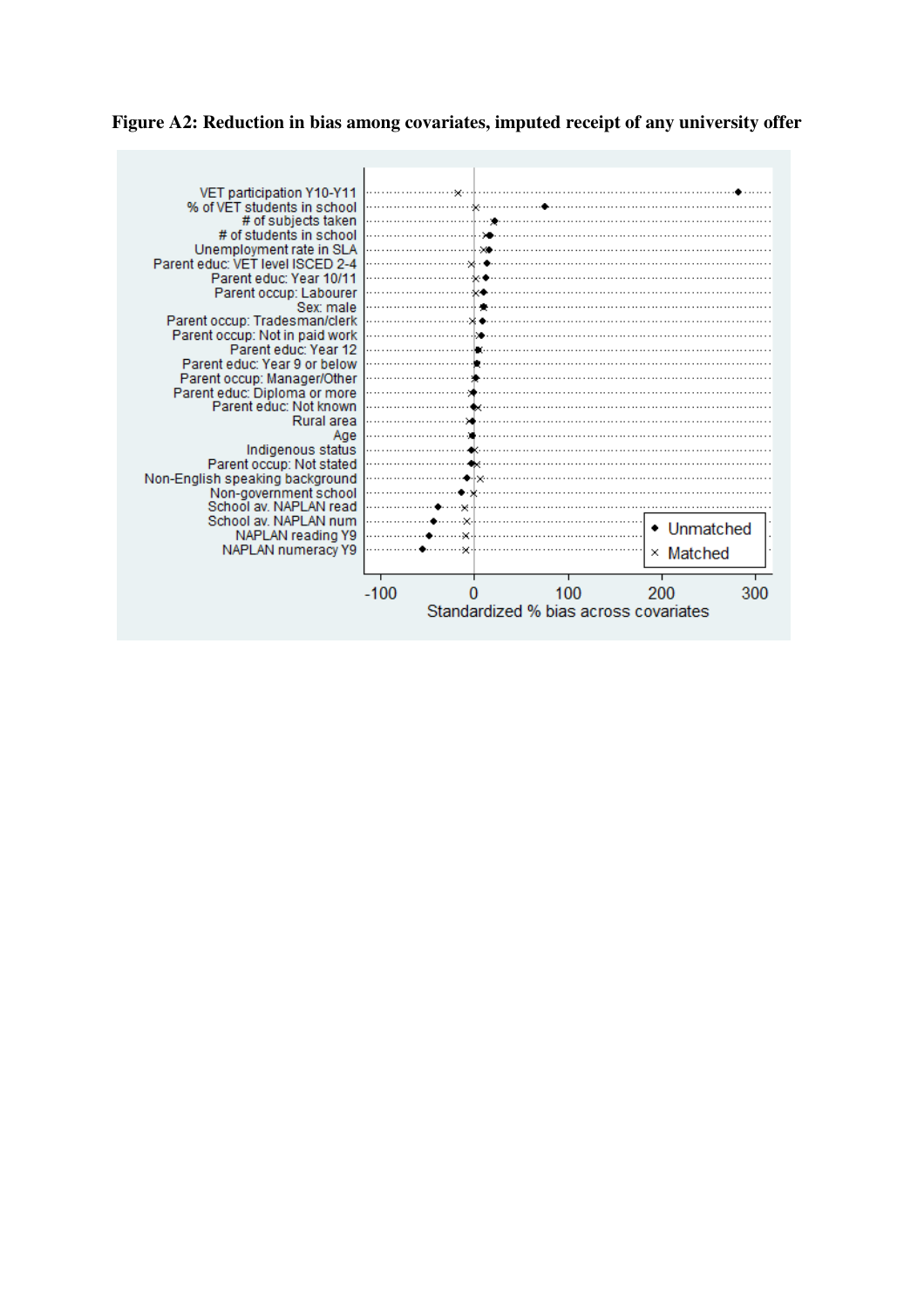**Figure A2: Reduction in bias among covariates, imputed receipt of any university offer**

VET participation Y10-Y11
% of VET students in school
# of subjects taken
# of students in school
Unemployment rate in SLA
Parent educ: VET level ISCED 2-4
Parent educ: Year 10/11
Parent occup: Labourer
Sex: male
Parent occup: Tradesman/clerk
Parent occup: Not in paid work
Parent educ: Year 12
Parent educ: Year 9 or below
Parent occup: Manager/Other
Parent educ: Diploma or more
Parent educ: Not known
Rural area
Age
Indigenous status
Parent occup: Not stated
Non-English speaking background
Non-government school
School av. NAPLAN read
School av. NAPLAN num
NAPLAN reading Y9
NAPLAN numeracy Y9

◆ Unmatched
× Matched

-100 0 100 200 300

Standardized % bias across covariates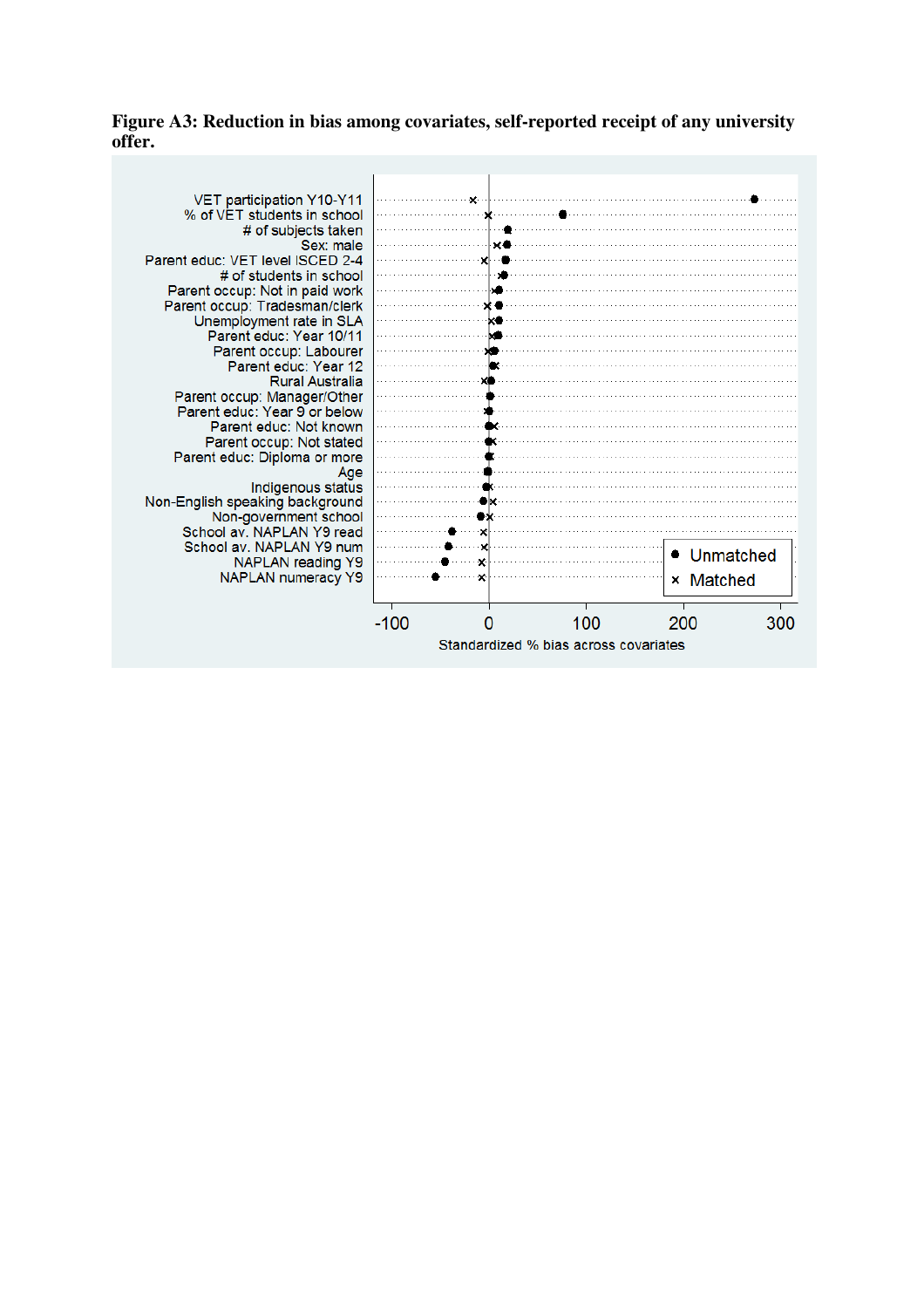**Figure A3: Reduction in bias among covariates, self-reported receipt of any university offer.**

VET participation Y10-Y11
% of VET students in school
# of subjects taken
Sex: male
Parent educ: VET level ISCED 2-4
# of students in school
Parent occup: Not in paid work
Parent occup: Tradesman/clerk
Unemployment rate in SLA
Parent educ: Year 10/11
Parent occup: Labourer
Parent educ: Year 12
Rural Australia
Parent occup: Manager/Other
Parent educ: Year 9 or below
Parent educ: Not known
Parent occup: Not stated
Parent educ: Diploma or more
Age
Indigenous status
Non-English speaking background
Non-government school
School av. NAPLAN Y9 read
School av. NAPLAN Y9 num
NAPLAN reading Y9
NAPLAN numeracy Y9

Unmatched
Matched

-100
0
100
200
300

Standardized % bias across covariates